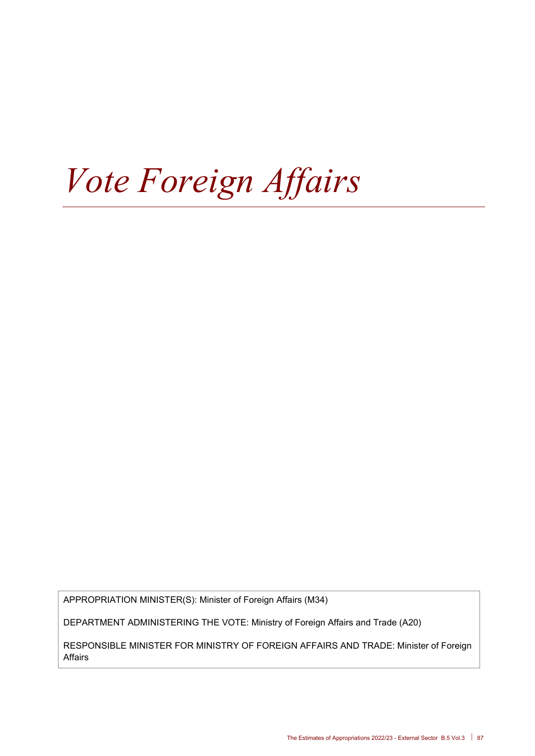# *Vote Foreign Affairs*

APPROPRIATION MINISTER(S): Minister of Foreign Affairs (M34)

DEPARTMENT ADMINISTERING THE VOTE: Ministry of Foreign Affairs and Trade (A20)

RESPONSIBLE MINISTER FOR MINISTRY OF FOREIGN AFFAIRS AND TRADE: Minister of Foreign Affairs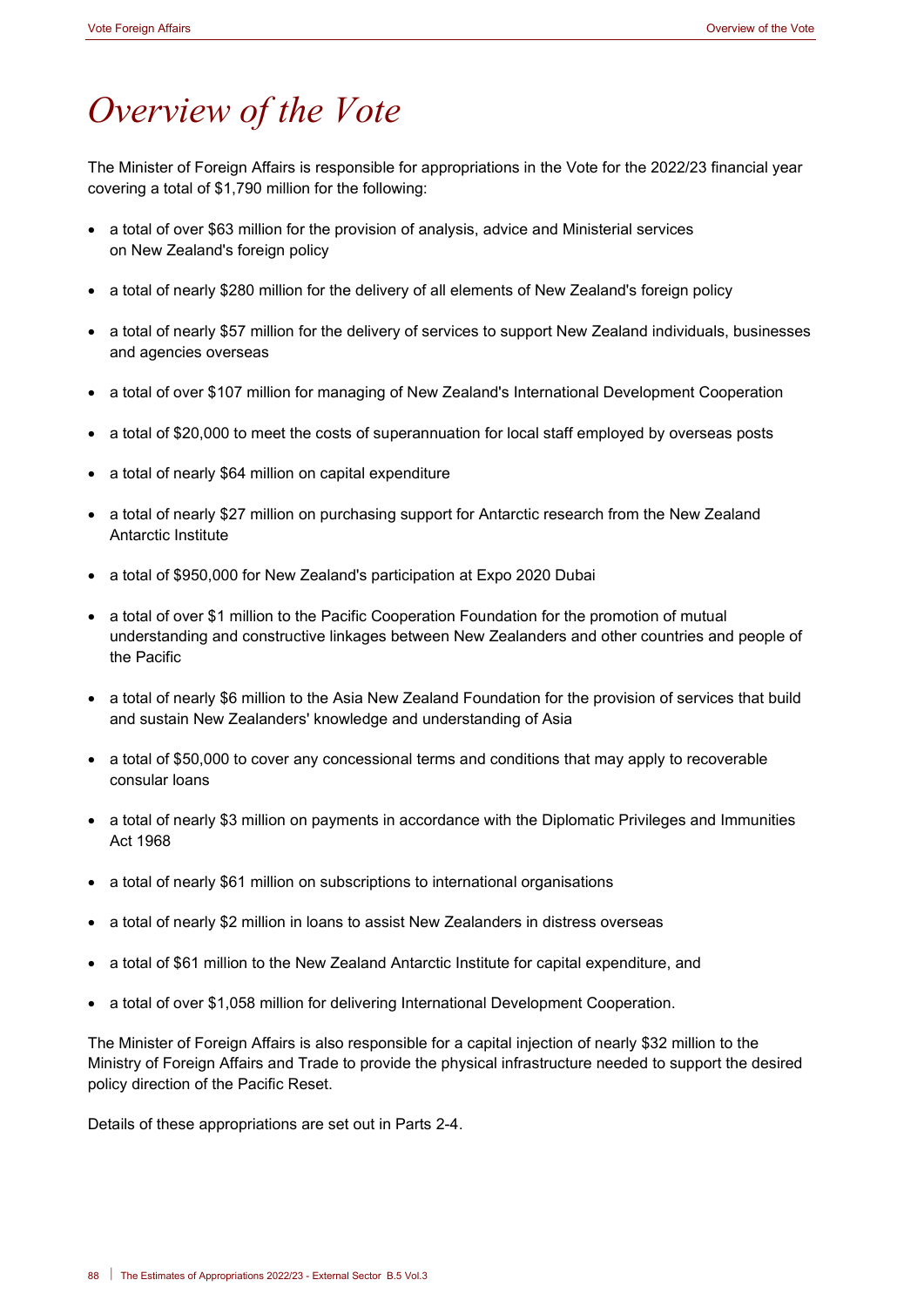# *Overview of the Vote*

The Minister of Foreign Affairs is responsible for appropriations in the Vote for the 2022/23 financial year covering a total of $1,790 million for the following:

- a total of over $63 million for the provision of analysis, advice and Ministerial services on New Zealand's foreign policy
- a total of nearly $280 million for the delivery of all elements of New Zealand's foreign policy
- a total of nearly $57 million for the delivery of services to support New Zealand individuals, businesses and agencies overseas
- a total of over $107 million for managing of New Zealand's International Development Cooperation
- a total of $20,000 to meet the costs of superannuation for local staff employed by overseas posts
- a total of nearly $64 million on capital expenditure
- a total of nearly $27 million on purchasing support for Antarctic research from the New Zealand Antarctic Institute
- a total of $950,000 for New Zealand's participation at Expo 2020 Dubai
- a total of over $1 million to the Pacific Cooperation Foundation for the promotion of mutual understanding and constructive linkages between New Zealanders and other countries and people of the Pacific
- a total of nearly $6 million to the Asia New Zealand Foundation for the provision of services that build and sustain New Zealanders' knowledge and understanding of Asia
- a total of $50,000 to cover any concessional terms and conditions that may apply to recoverable consular loans
- a total of nearly $3 million on payments in accordance with the Diplomatic Privileges and Immunities Act 1968
- a total of nearly $61 million on subscriptions to international organisations
- a total of nearly $2 million in loans to assist New Zealanders in distress overseas
- a total of $61 million to the New Zealand Antarctic Institute for capital expenditure, and
- a total of over $1,058 million for delivering International Development Cooperation.

The Minister of Foreign Affairs is also responsible for a capital injection of nearly $32 million to the Ministry of Foreign Affairs and Trade to provide the physical infrastructure needed to support the desired policy direction of the Pacific Reset.

Details of these appropriations are set out in Parts 2-4.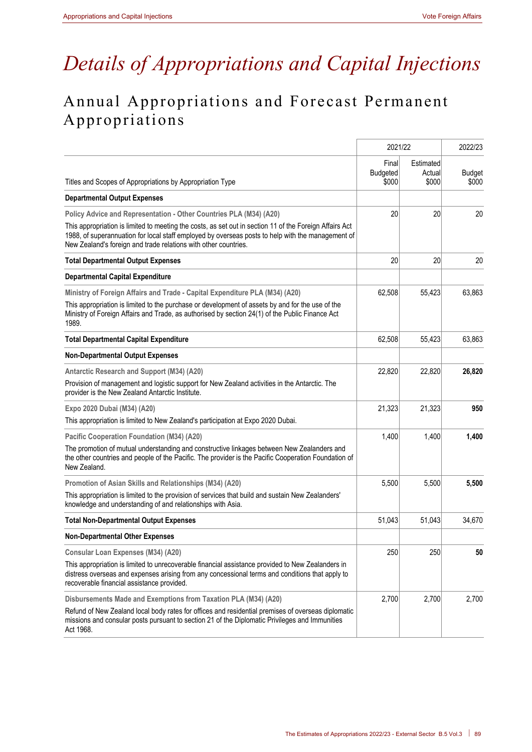// Details of Appropriations and Capital Injections

# *Details of Appropriations and Capital Injections*

## Annual Appropriations and Forecast Permanent Appropriations

| Titles and Scopes of Appropriations by Appropriation Type | 2021/22 Final Budgeted $000 | 2021/22 Estimated Actual $000 | 2022/23 Budget $000 |
|---|---|---|---|
| **Departmental Output Expenses** | | | |
| **Policy Advice and Representation - Other Countries PLA (M34) (A20)**<br>This appropriation is limited to meeting the costs, as set out in section 11 of the Foreign Affairs Act 1988, of superannuation for local staff employed by overseas posts to help with the management of New Zealand's foreign and trade relations with other countries. | 20 | 20 | 20 |
| **Total Departmental Output Expenses** | 20 | 20 | 20 |
| **Departmental Capital Expenditure** | | | |
| **Ministry of Foreign Affairs and Trade - Capital Expenditure PLA (M34) (A20)**<br>This appropriation is limited to the purchase or development of assets by and for the use of the Ministry of Foreign Affairs and Trade, as authorised by section 24(1) of the Public Finance Act 1989. | 62,508 | 55,423 | 63,863 |
| **Total Departmental Capital Expenditure** | 62,508 | 55,423 | 63,863 |
| **Non-Departmental Output Expenses** | | | |
| **Antarctic Research and Support (M34) (A20)**<br>Provision of management and logistic support for New Zealand activities in the Antarctic. The provider is the New Zealand Antarctic Institute. | 22,820 | 22,820 | **26,820** |
| **Expo 2020 Dubai (M34) (A20)**<br>This appropriation is limited to New Zealand's participation at Expo 2020 Dubai. | 21,323 | 21,323 | **950** |
| **Pacific Cooperation Foundation (M34) (A20)**<br>The promotion of mutual understanding and constructive linkages between New Zealanders and the other countries and people of the Pacific. The provider is the Pacific Cooperation Foundation of New Zealand. | 1,400 | 1,400 | **1,400** |
| **Promotion of Asian Skills and Relationships (M34) (A20)**<br>This appropriation is limited to the provision of services that build and sustain New Zealanders' knowledge and understanding of and relationships with Asia. | 5,500 | 5,500 | **5,500** |
| **Total Non-Departmental Output Expenses** | 51,043 | 51,043 | 34,670 |
| **Non-Departmental Other Expenses** | | | |
| **Consular Loan Expenses (M34) (A20)**<br>This appropriation is limited to unrecoverable financial assistance provided to New Zealanders in distress overseas and expenses arising from any concessional terms and conditions that apply to recoverable financial assistance provided. | 250 | 250 | **50** |
| **Disbursements Made and Exemptions from Taxation PLA (M34) (A20)**<br>Refund of New Zealand local body rates for offices and residential premises of overseas diplomatic missions and consular posts pursuant to section 21 of the Diplomatic Privileges and Immunities Act 1968. | 2,700 | 2,700 | 2,700 |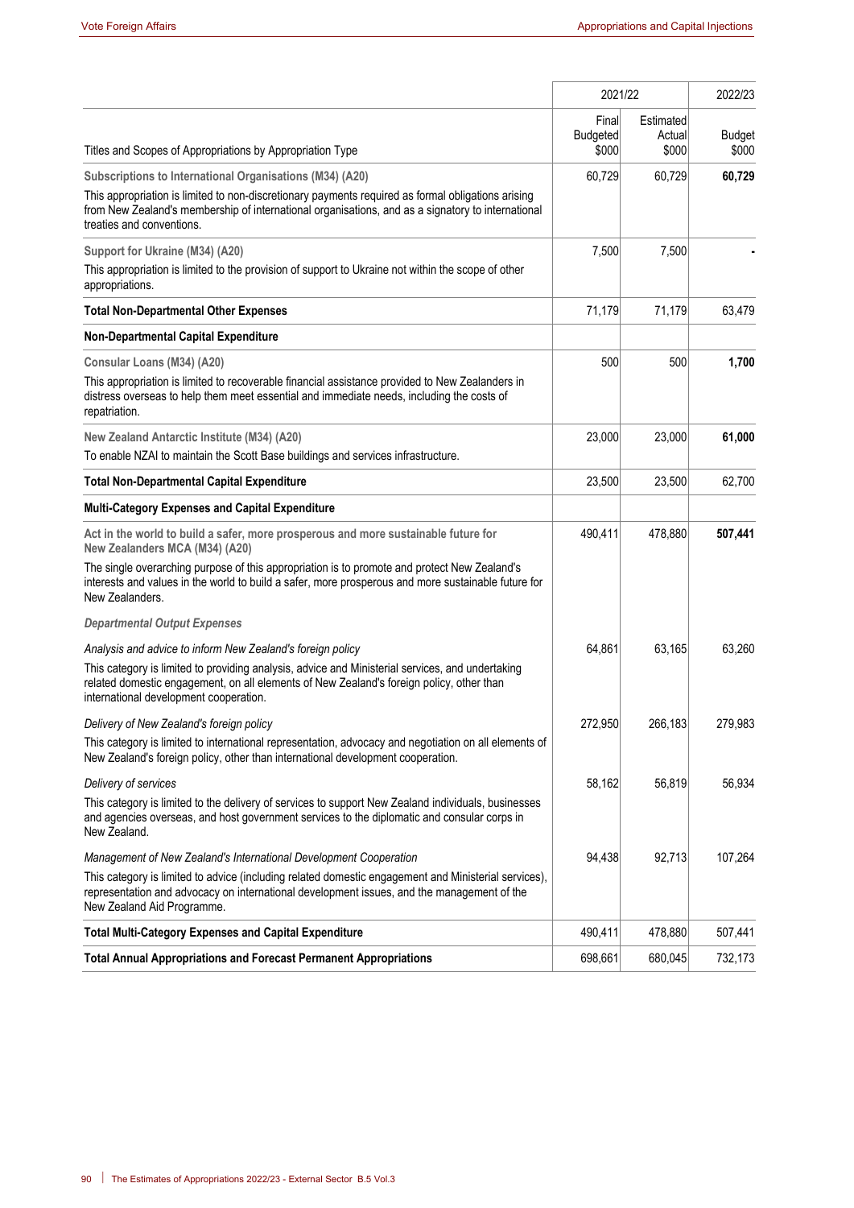| Titles and Scopes of Appropriations by Appropriation Type | 2021/22 | | 2022/23 |
|---|---|---|---|
| | Final Budgeted $000 | Estimated Actual $000 | Budget $000 |
| **Subscriptions to International Organisations (M34) (A20)**<br>This appropriation is limited to non-discretionary payments required as formal obligations arising from New Zealand's membership of international organisations, and as a signatory to international treaties and conventions. | 60,729 | 60,729 | **60,729** |
| **Support for Ukraine (M34) (A20)**<br>This appropriation is limited to the provision of support to Ukraine not within the scope of other appropriations. | 7,500 | 7,500 | **-** |
| **Total Non-Departmental Other Expenses** | 71,179 | 71,179 | 63,479 |
| **Non-Departmental Capital Expenditure** | | | |
| **Consular Loans (M34) (A20)**<br>This appropriation is limited to recoverable financial assistance provided to New Zealanders in distress overseas to help them meet essential and immediate needs, including the costs of repatriation. | 500 | 500 | **1,700** |
| **New Zealand Antarctic Institute (M34) (A20)**<br>To enable NZAI to maintain the Scott Base buildings and services infrastructure. | 23,000 | 23,000 | **61,000** |
| **Total Non-Departmental Capital Expenditure** | 23,500 | 23,500 | 62,700 |
| **Multi-Category Expenses and Capital Expenditure** | | | |
| **Act in the world to build a safer, more prosperous and more sustainable future for New Zealanders MCA (M34) (A20)**<br>The single overarching purpose of this appropriation is to promote and protect New Zealand's interests and values in the world to build a safer, more prosperous and more sustainable future for New Zealanders. | 490,411 | 478,880 | **507,441** |
| ***Departmental Output Expenses*** | | | |
| *Analysis and advice to inform New Zealand's foreign policy*<br>This category is limited to providing analysis, advice and Ministerial services, and undertaking related domestic engagement, on all elements of New Zealand's foreign policy, other than international development cooperation. | 64,861 | 63,165 | 63,260 |
| *Delivery of New Zealand's foreign policy*<br>This category is limited to international representation, advocacy and negotiation on all elements of New Zealand's foreign policy, other than international development cooperation. | 272,950 | 266,183 | 279,983 |
| *Delivery of services*<br>This category is limited to the delivery of services to support New Zealand individuals, businesses and agencies overseas, and host government services to the diplomatic and consular corps in New Zealand. | 58,162 | 56,819 | 56,934 |
| *Management of New Zealand's International Development Cooperation*<br>This category is limited to advice (including related domestic engagement and Ministerial services), representation and advocacy on international development issues, and the management of the New Zealand Aid Programme. | 94,438 | 92,713 | 107,264 |
| **Total Multi-Category Expenses and Capital Expenditure** | 490,411 | 478,880 | 507,441 |
| **Total Annual Appropriations and Forecast Permanent Appropriations** | 698,661 | 680,045 | 732,173 |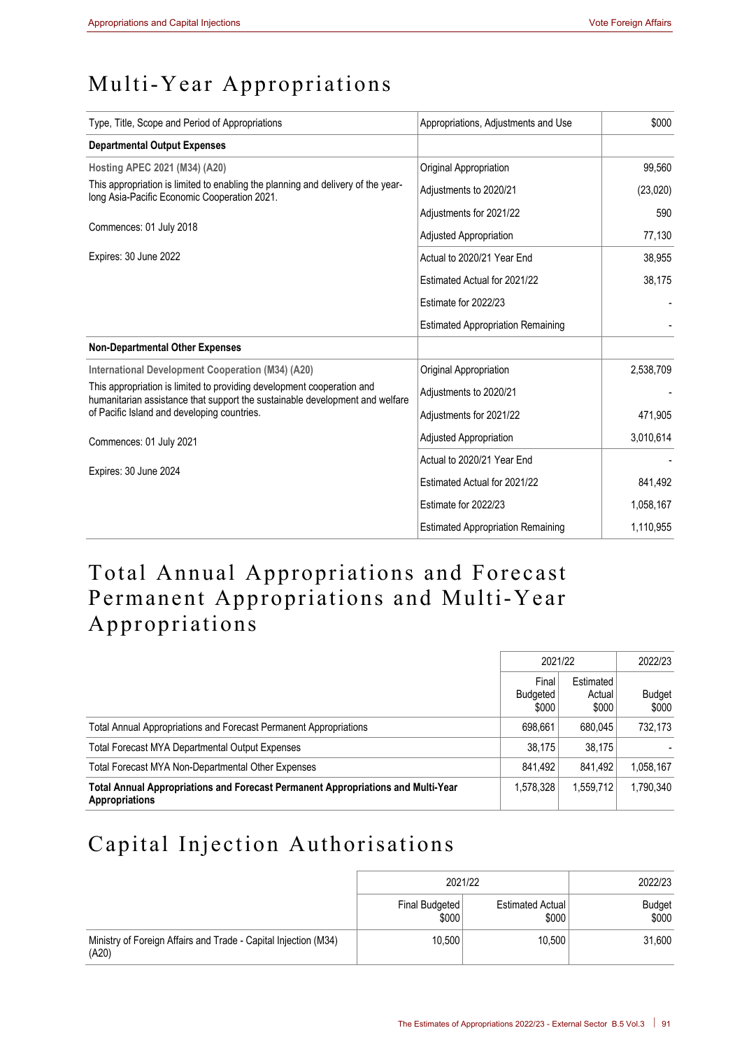# Multi-Year Appropriations

| Type, Title, Scope and Period of Appropriations | Appropriations, Adjustments and Use | $000 |
|---|---|---|
| **Departmental Output Expenses** | | |
| **Hosting APEC 2021 (M34) (A20)** | Original Appropriation | 99,560 |
| This appropriation is limited to enabling the planning and delivery of the year-long Asia-Pacific Economic Cooperation 2021. | Adjustments to 2020/21 | (23,020) |
| | Adjustments for 2021/22 | 590 |
| Commences: 01 July 2018 | Adjusted Appropriation | 77,130 |
| Expires: 30 June 2022 | Actual to 2020/21 Year End | 38,955 |
| | Estimated Actual for 2021/22 | 38,175 |
| | Estimate for 2022/23 | - |
| | Estimated Appropriation Remaining | - |
| **Non-Departmental Other Expenses** | | |
| **International Development Cooperation (M34) (A20)** | Original Appropriation | 2,538,709 |
| This appropriation is limited to providing development cooperation and humanitarian assistance that support the sustainable development and welfare of Pacific Island and developing countries. | Adjustments to 2020/21 | - |
| | Adjustments for 2021/22 | 471,905 |
| Commences: 01 July 2021 | Adjusted Appropriation | 3,010,614 |
| | Actual to 2020/21 Year End | - |
| Expires: 30 June 2024 | Estimated Actual for 2021/22 | 841,492 |
| | Estimate for 2022/23 | 1,058,167 |
| | Estimated Appropriation Remaining | 1,110,955 |

# Total Annual Appropriations and Forecast Permanent Appropriations and Multi-Year Appropriations

| | 2021/22 | | 2022/23 |
|---|---|---|---|
| | Final Budgeted $000 | Estimated Actual $000 | Budget $000 |
| Total Annual Appropriations and Forecast Permanent Appropriations | 698,661 | 680,045 | 732,173 |
| Total Forecast MYA Departmental Output Expenses | 38,175 | 38,175 | - |
| Total Forecast MYA Non-Departmental Other Expenses | 841,492 | 841,492 | 1,058,167 |
| **Total Annual Appropriations and Forecast Permanent Appropriations and Multi-Year Appropriations** | 1,578,328 | 1,559,712 | 1,790,340 |

# Capital Injection Authorisations

| | 2021/22 | | 2022/23 |
|---|---|---|---|
| | Final Budgeted $000 | Estimated Actual $000 | Budget $000 |
| Ministry of Foreign Affairs and Trade - Capital Injection (M34) (A20) | 10,500 | 10,500 | 31,600 |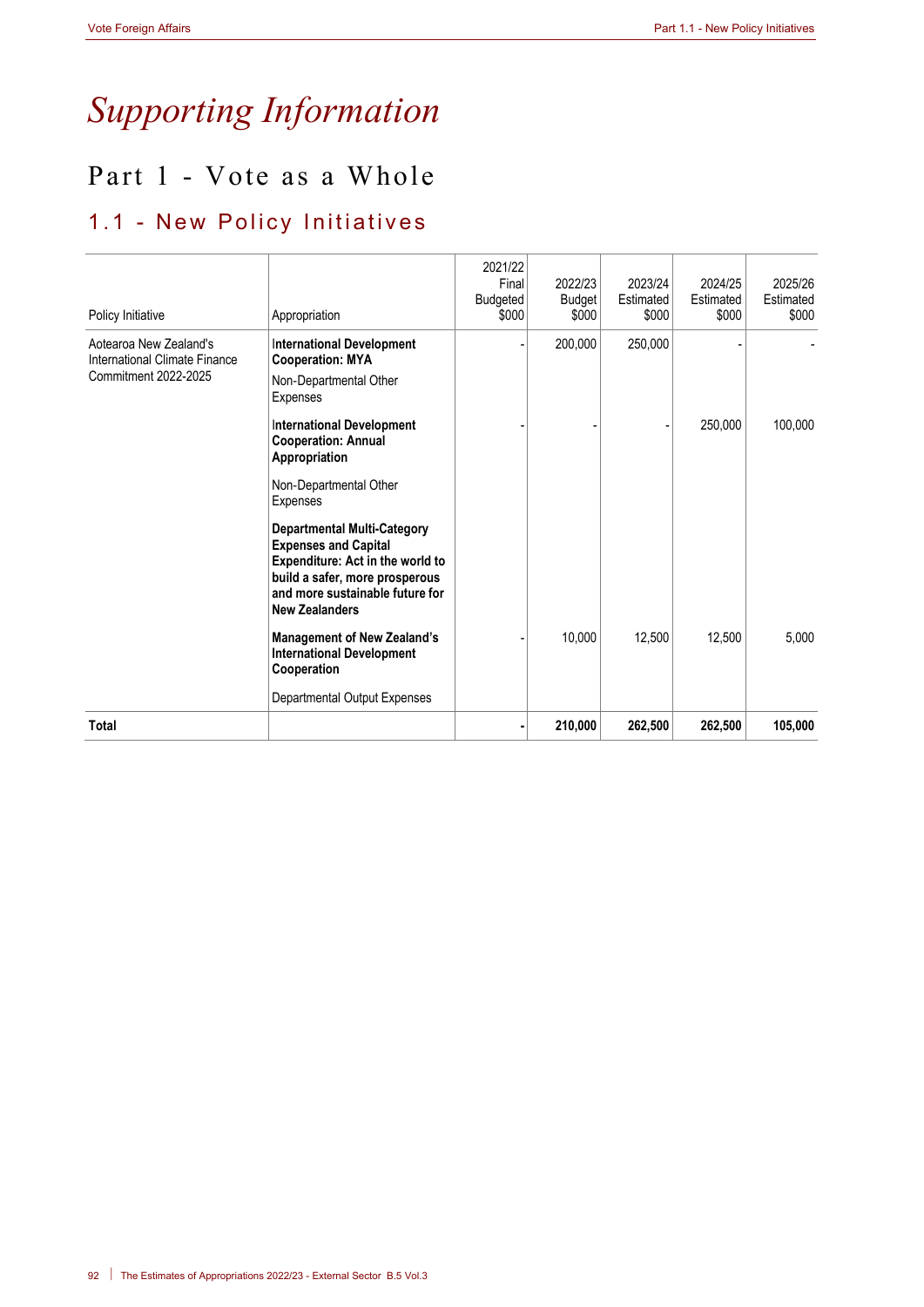# *Supporting Information*

## Part 1 - Vote as a Whole

### 1.1 - New Policy Initiatives

| Policy Initiative | Appropriation | 2021/22 Final Budgeted $000 | 2022/23 Budget $000 | 2023/24 Estimated $000 | 2024/25 Estimated $000 | 2025/26 Estimated $000 |
|---|---|---|---|---|---|---|
| Aotearoa New Zealand's International Climate Finance Commitment 2022-2025 | **International Development Cooperation: MYA** Non-Departmental Other Expenses | - | 200,000 | 250,000 | - | - |
| | **International Development Cooperation: Annual Appropriation** Non-Departmental Other Expenses | - | - | - | 250,000 | 100,000 |
| | **Departmental Multi-Category Expenses and Capital Expenditure: Act in the world to build a safer, more prosperous and more sustainable future for New Zealanders** | | | | | |
| | **Management of New Zealand's International Development Cooperation** Departmental Output Expenses | - | 10,000 | 12,500 | 12,500 | 5,000 |
| **Total** | | **-** | **210,000** | **262,500** | **262,500** | **105,000** |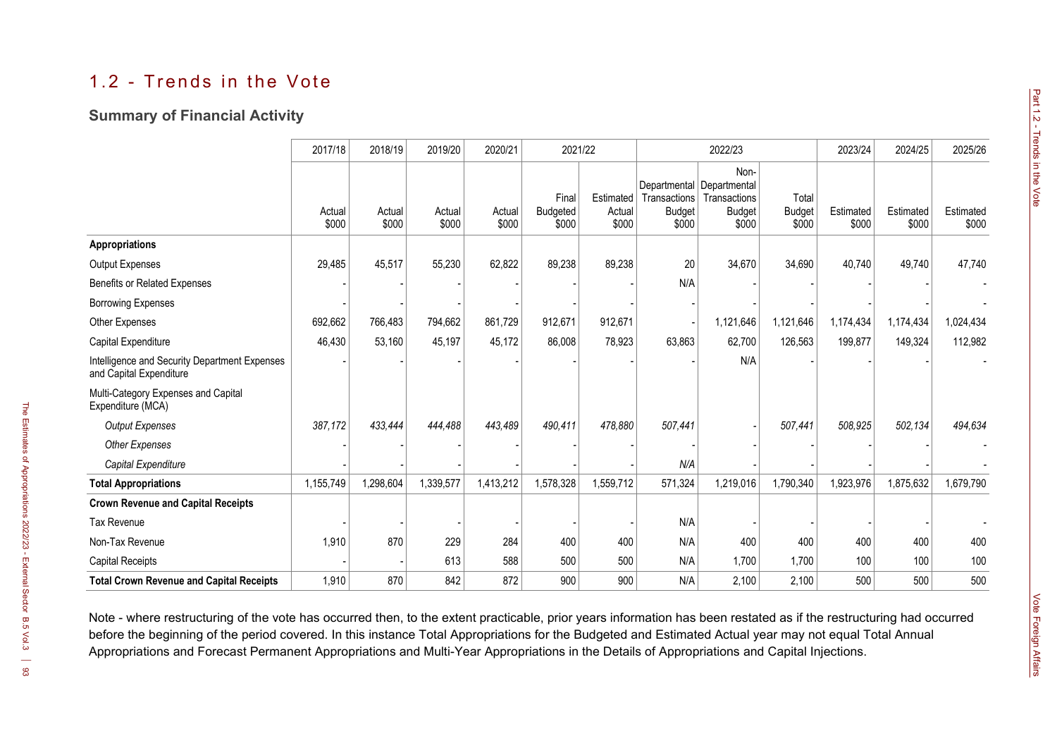## 1.2 - Trends in the Vote

### Summary of Financial Activity

| | 2017/18 | 2018/19 | 2019/20 | 2020/21 | 2021/22 | | 2022/23 | | | 2023/24 | 2024/25 | 2025/26 |
|---|---|---|---|---|---|---|---|---|---|---|---|---|
| | Actual $000 | Actual $000 | Actual $000 | Actual $000 | Final Budgeted $000 | Estimated Actual $000 | Departmental Transactions Budget $000 | Non-Departmental Transactions Budget $000 | Total Budget $000 | Estimated $000 | Estimated $000 | Estimated $000 |
| **Appropriations** | | | | | | | | | | | | |
| Output Expenses | 29,485 | 45,517 | 55,230 | 62,822 | 89,238 | 89,238 | 20 | 34,670 | 34,690 | 40,740 | 49,740 | 47,740 |
| Benefits or Related Expenses | - | - | - | - | - | - | N/A | - | - | - | - | - |
| Borrowing Expenses | - | - | - | - | - | - | - | - | - | - | - | - |
| Other Expenses | 692,662 | 766,483 | 794,662 | 861,729 | 912,671 | 912,671 | - | 1,121,646 | 1,121,646 | 1,174,434 | 1,174,434 | 1,024,434 |
| Capital Expenditure | 46,430 | 53,160 | 45,197 | 45,172 | 86,008 | 78,923 | 63,863 | 62,700 | 126,563 | 199,877 | 149,324 | 112,982 |
| Intelligence and Security Department Expenses and Capital Expenditure | - | - | - | - | - | - | - | N/A | - | - | - | - |
| Multi-Category Expenses and Capital Expenditure (MCA) | | | | | | | | | | | | |
| *Output Expenses* | *387,172* | *433,444* | *444,488* | *443,489* | *490,411* | *478,880* | *507,441* | - | *507,441* | *508,925* | *502,134* | *494,634* |
| *Other Expenses* | - | - | - | - | - | - | - | - | - | - | - | - |
| *Capital Expenditure* | - | - | - | - | - | - | *N/A* | - | - | - | - | - |
| **Total Appropriations** | 1,155,749 | 1,298,604 | 1,339,577 | 1,413,212 | 1,578,328 | 1,559,712 | 571,324 | 1,219,016 | 1,790,340 | 1,923,976 | 1,875,632 | 1,679,790 |
| **Crown Revenue and Capital Receipts** | | | | | | | | | | | | |
| Tax Revenue | - | - | - | - | - | - | N/A | - | - | - | - | - |
| Non-Tax Revenue | 1,910 | 870 | 229 | 284 | 400 | 400 | N/A | 400 | 400 | 400 | 400 | 400 |
| Capital Receipts | - | - | 613 | 588 | 500 | 500 | N/A | 1,700 | 1,700 | 100 | 100 | 100 |
| **Total Crown Revenue and Capital Receipts** | 1,910 | 870 | 842 | 872 | 900 | 900 | N/A | 2,100 | 2,100 | 500 | 500 | 500 |

Note - where restructuring of the vote has occurred then, to the extent practicable, prior years information has been restated as if the restructuring had occurred before the beginning of the period covered. In this instance Total Appropriations for the Budgeted and Estimated Actual year may not equal Total Annual Appropriations and Forecast Permanent Appropriations and Multi-Year Appropriations in the Details of Appropriations and Capital Injections.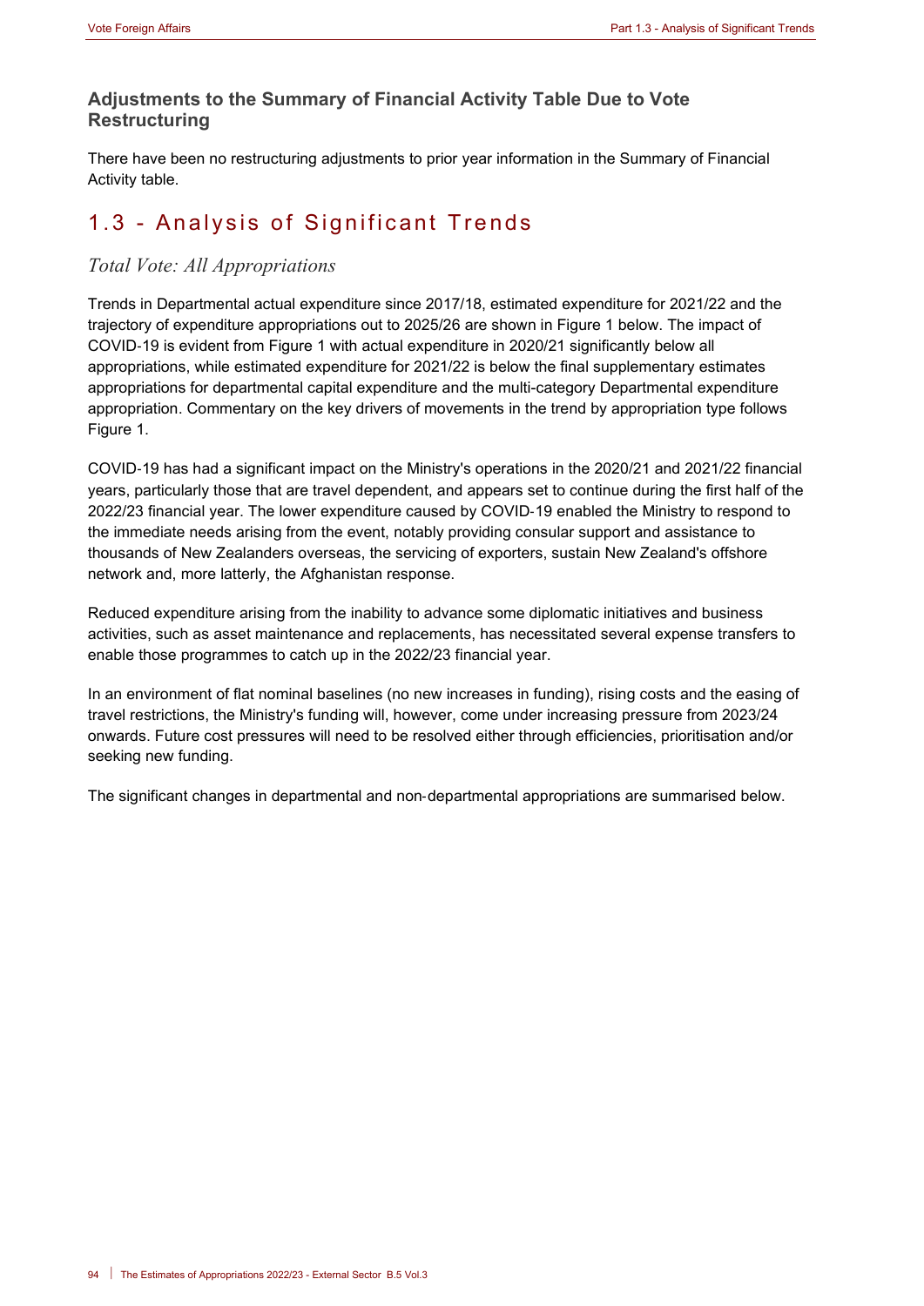## Adjustments to the Summary of Financial Activity Table Due to Vote Restructuring

There have been no restructuring adjustments to prior year information in the Summary of Financial Activity table.

# 1.3 - Analysis of Significant Trends

### *Total Vote: All Appropriations*

Trends in Departmental actual expenditure since 2017/18, estimated expenditure for 2021/22 and the trajectory of expenditure appropriations out to 2025/26 are shown in Figure 1 below. The impact of COVID-19 is evident from Figure 1 with actual expenditure in 2020/21 significantly below all appropriations, while estimated expenditure for 2021/22 is below the final supplementary estimates appropriations for departmental capital expenditure and the multi-category Departmental expenditure appropriation. Commentary on the key drivers of movements in the trend by appropriation type follows Figure 1.

COVID-19 has had a significant impact on the Ministry's operations in the 2020/21 and 2021/22 financial years, particularly those that are travel dependent, and appears set to continue during the first half of the 2022/23 financial year. The lower expenditure caused by COVID-19 enabled the Ministry to respond to the immediate needs arising from the event, notably providing consular support and assistance to thousands of New Zealanders overseas, the servicing of exporters, sustain New Zealand's offshore network and, more latterly, the Afghanistan response.

Reduced expenditure arising from the inability to advance some diplomatic initiatives and business activities, such as asset maintenance and replacements, has necessitated several expense transfers to enable those programmes to catch up in the 2022/23 financial year.

In an environment of flat nominal baselines (no new increases in funding), rising costs and the easing of travel restrictions, the Ministry's funding will, however, come under increasing pressure from 2023/24 onwards. Future cost pressures will need to be resolved either through efficiencies, prioritisation and/or seeking new funding.

The significant changes in departmental and non-departmental appropriations are summarised below.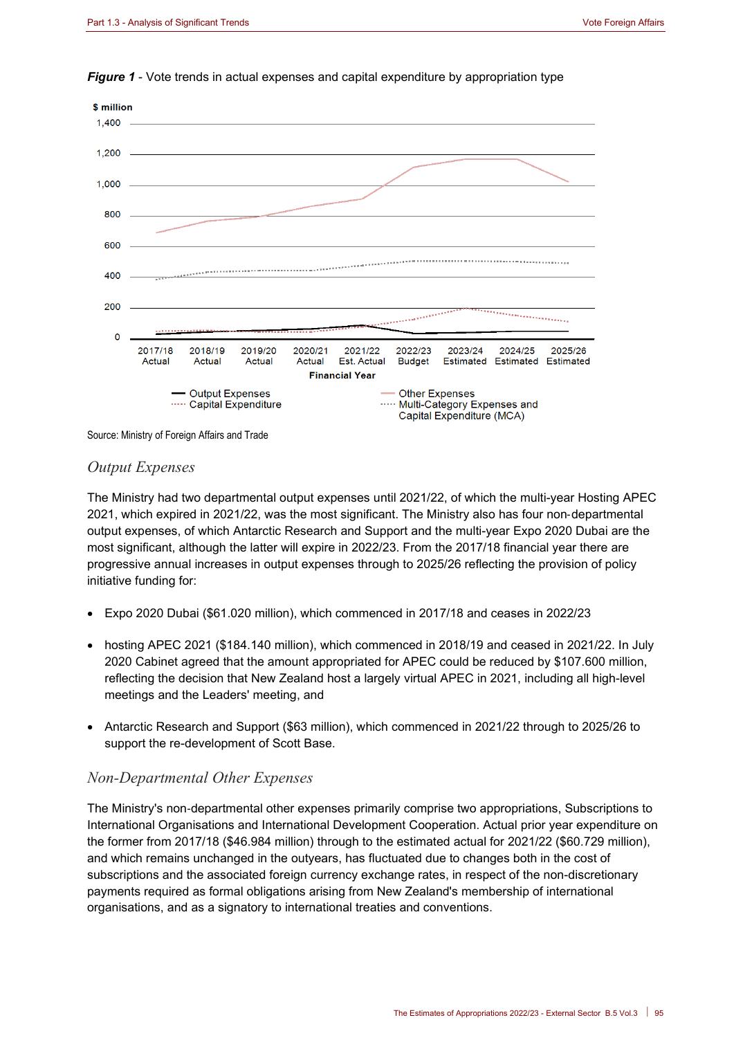***Figure 1*** - Vote trends in actual expenses and capital expenditure by appropriation type

$ million

Source: Ministry of Foreign Affairs and Trade

### *Output Expenses*

The Ministry had two departmental output expenses until 2021/22, of which the multi-year Hosting APEC 2021, which expired in 2021/22, was the most significant. The Ministry also has four non-departmental output expenses, of which Antarctic Research and Support and the multi-year Expo 2020 Dubai are the most significant, although the latter will expire in 2022/23. From the 2017/18 financial year there are progressive annual increases in output expenses through to 2025/26 reflecting the provision of policy initiative funding for:

- Expo 2020 Dubai ($61.020 million), which commenced in 2017/18 and ceases in 2022/23
- hosting APEC 2021 ($184.140 million), which commenced in 2018/19 and ceased in 2021/22. In July 2020 Cabinet agreed that the amount appropriated for APEC could be reduced by $107.600 million, reflecting the decision that New Zealand host a largely virtual APEC in 2021, including all high-level meetings and the Leaders' meeting, and
- Antarctic Research and Support ($63 million), which commenced in 2021/22 through to 2025/26 to support the re-development of Scott Base.

### *Non-Departmental Other Expenses*

The Ministry's non-departmental other expenses primarily comprise two appropriations, Subscriptions to International Organisations and International Development Cooperation. Actual prior year expenditure on the former from 2017/18 ($46.984 million) through to the estimated actual for 2021/22 ($60.729 million), and which remains unchanged in the outyears, has fluctuated due to changes both in the cost of subscriptions and the associated foreign currency exchange rates, in respect of the non-discretionary payments required as formal obligations arising from New Zealand's membership of international organisations, and as a signatory to international treaties and conventions.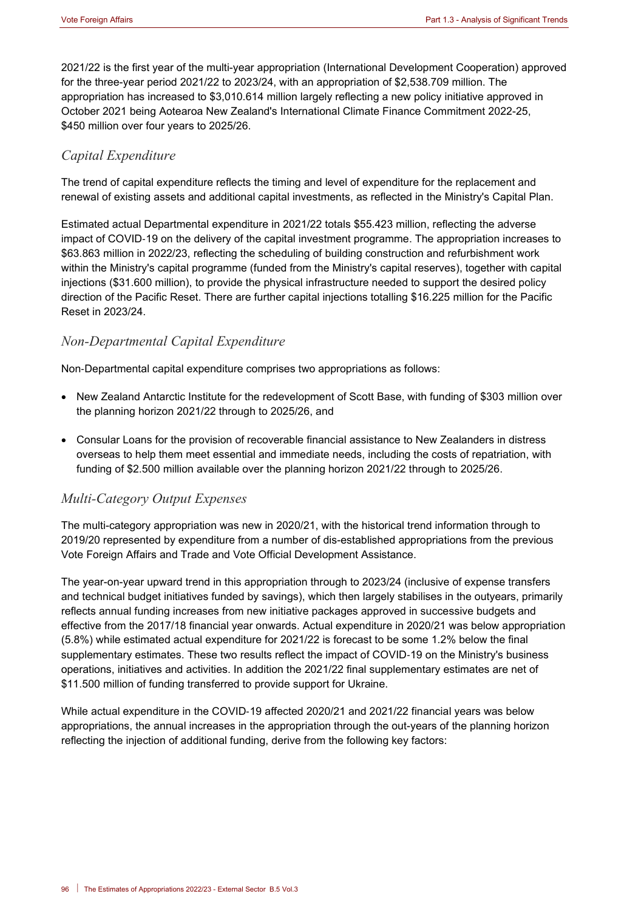2021/22 is the first year of the multi-year appropriation (International Development Cooperation) approved for the three-year period 2021/22 to 2023/24, with an appropriation of $2,538.709 million. The appropriation has increased to $3,010.614 million largely reflecting a new policy initiative approved in October 2021 being Aotearoa New Zealand's International Climate Finance Commitment 2022-25, $450 million over four years to 2025/26.

## *Capital Expenditure*

The trend of capital expenditure reflects the timing and level of expenditure for the replacement and renewal of existing assets and additional capital investments, as reflected in the Ministry's Capital Plan.

Estimated actual Departmental expenditure in 2021/22 totals $55.423 million, reflecting the adverse impact of COVID-19 on the delivery of the capital investment programme. The appropriation increases to $63.863 million in 2022/23, reflecting the scheduling of building construction and refurbishment work within the Ministry's capital programme (funded from the Ministry's capital reserves), together with capital injections ($31.600 million), to provide the physical infrastructure needed to support the desired policy direction of the Pacific Reset. There are further capital injections totalling $16.225 million for the Pacific Reset in 2023/24.

## *Non-Departmental Capital Expenditure*

Non-Departmental capital expenditure comprises two appropriations as follows:

- New Zealand Antarctic Institute for the redevelopment of Scott Base, with funding of $303 million over the planning horizon 2021/22 through to 2025/26, and
- Consular Loans for the provision of recoverable financial assistance to New Zealanders in distress overseas to help them meet essential and immediate needs, including the costs of repatriation, with funding of $2.500 million available over the planning horizon 2021/22 through to 2025/26.

## *Multi-Category Output Expenses*

The multi-category appropriation was new in 2020/21, with the historical trend information through to 2019/20 represented by expenditure from a number of dis-established appropriations from the previous Vote Foreign Affairs and Trade and Vote Official Development Assistance.

The year-on-year upward trend in this appropriation through to 2023/24 (inclusive of expense transfers and technical budget initiatives funded by savings), which then largely stabilises in the outyears, primarily reflects annual funding increases from new initiative packages approved in successive budgets and effective from the 2017/18 financial year onwards. Actual expenditure in 2020/21 was below appropriation (5.8%) while estimated actual expenditure for 2021/22 is forecast to be some 1.2% below the final supplementary estimates. These two results reflect the impact of COVID-19 on the Ministry's business operations, initiatives and activities. In addition the 2021/22 final supplementary estimates are net of $11.500 million of funding transferred to provide support for Ukraine.

While actual expenditure in the COVID-19 affected 2020/21 and 2021/22 financial years was below appropriations, the annual increases in the appropriation through the out-years of the planning horizon reflecting the injection of additional funding, derive from the following key factors: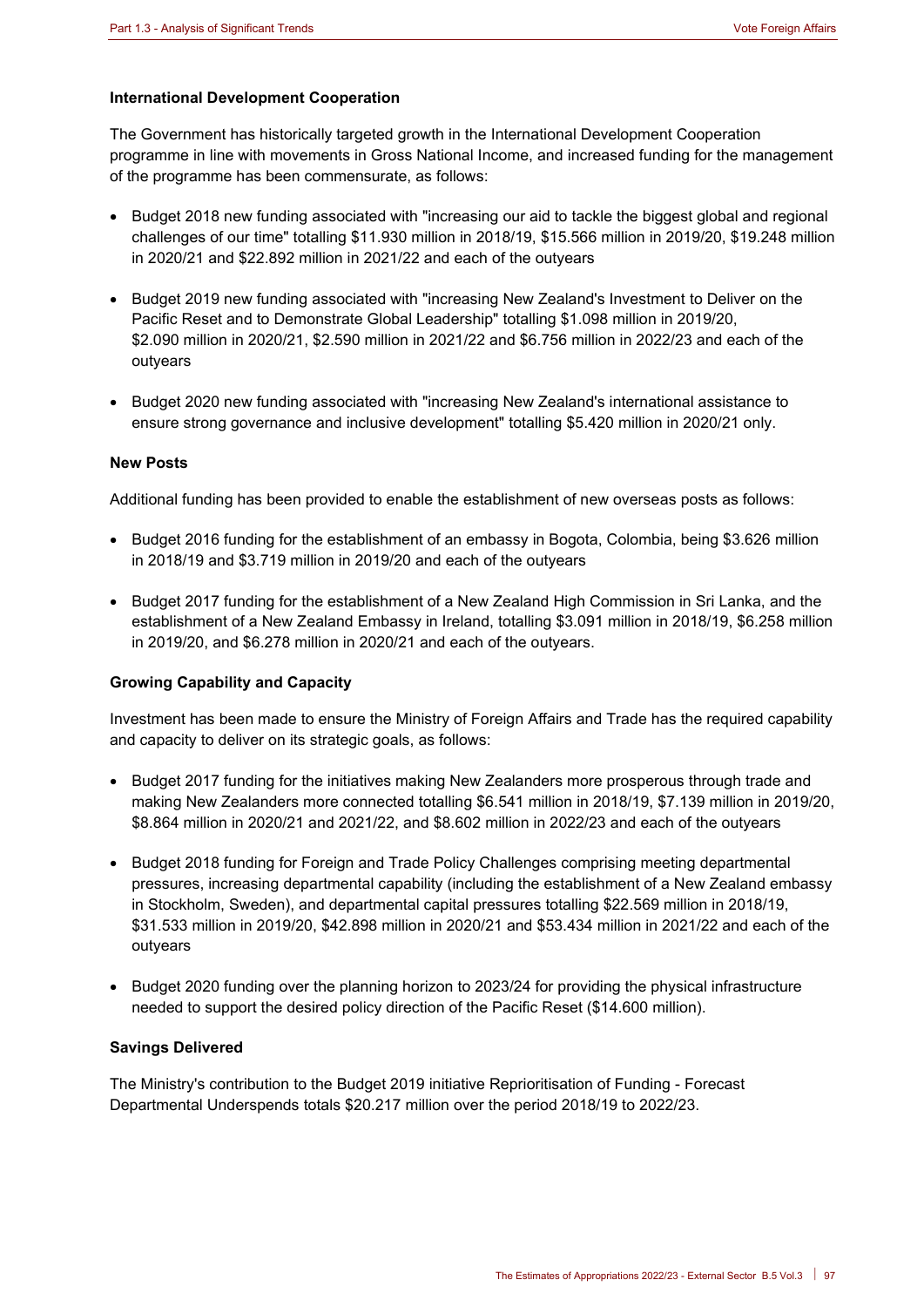#### International Development Cooperation

The Government has historically targeted growth in the International Development Cooperation programme in line with movements in Gross National Income, and increased funding for the management of the programme has been commensurate, as follows:

- Budget 2018 new funding associated with "increasing our aid to tackle the biggest global and regional challenges of our time" totalling $11.930 million in 2018/19, $15.566 million in 2019/20, $19.248 million in 2020/21 and $22.892 million in 2021/22 and each of the outyears
- Budget 2019 new funding associated with "increasing New Zealand's Investment to Deliver on the Pacific Reset and to Demonstrate Global Leadership" totalling $1.098 million in 2019/20, $2.090 million in 2020/21, $2.590 million in 2021/22 and $6.756 million in 2022/23 and each of the outyears
- Budget 2020 new funding associated with "increasing New Zealand's international assistance to ensure strong governance and inclusive development" totalling $5.420 million in 2020/21 only.

#### New Posts

Additional funding has been provided to enable the establishment of new overseas posts as follows:

- Budget 2016 funding for the establishment of an embassy in Bogota, Colombia, being $3.626 million in 2018/19 and $3.719 million in 2019/20 and each of the outyears
- Budget 2017 funding for the establishment of a New Zealand High Commission in Sri Lanka, and the establishment of a New Zealand Embassy in Ireland, totalling $3.091 million in 2018/19, $6.258 million in 2019/20, and $6.278 million in 2020/21 and each of the outyears.

#### Growing Capability and Capacity

Investment has been made to ensure the Ministry of Foreign Affairs and Trade has the required capability and capacity to deliver on its strategic goals, as follows:

- Budget 2017 funding for the initiatives making New Zealanders more prosperous through trade and making New Zealanders more connected totalling $6.541 million in 2018/19, $7.139 million in 2019/20, $8.864 million in 2020/21 and 2021/22, and $8.602 million in 2022/23 and each of the outyears
- Budget 2018 funding for Foreign and Trade Policy Challenges comprising meeting departmental pressures, increasing departmental capability (including the establishment of a New Zealand embassy in Stockholm, Sweden), and departmental capital pressures totalling $22.569 million in 2018/19, $31.533 million in 2019/20, $42.898 million in 2020/21 and $53.434 million in 2021/22 and each of the outyears
- Budget 2020 funding over the planning horizon to 2023/24 for providing the physical infrastructure needed to support the desired policy direction of the Pacific Reset ($14.600 million).

#### Savings Delivered

The Ministry's contribution to the Budget 2019 initiative Reprioritisation of Funding - Forecast Departmental Underspends totals $20.217 million over the period 2018/19 to 2022/23.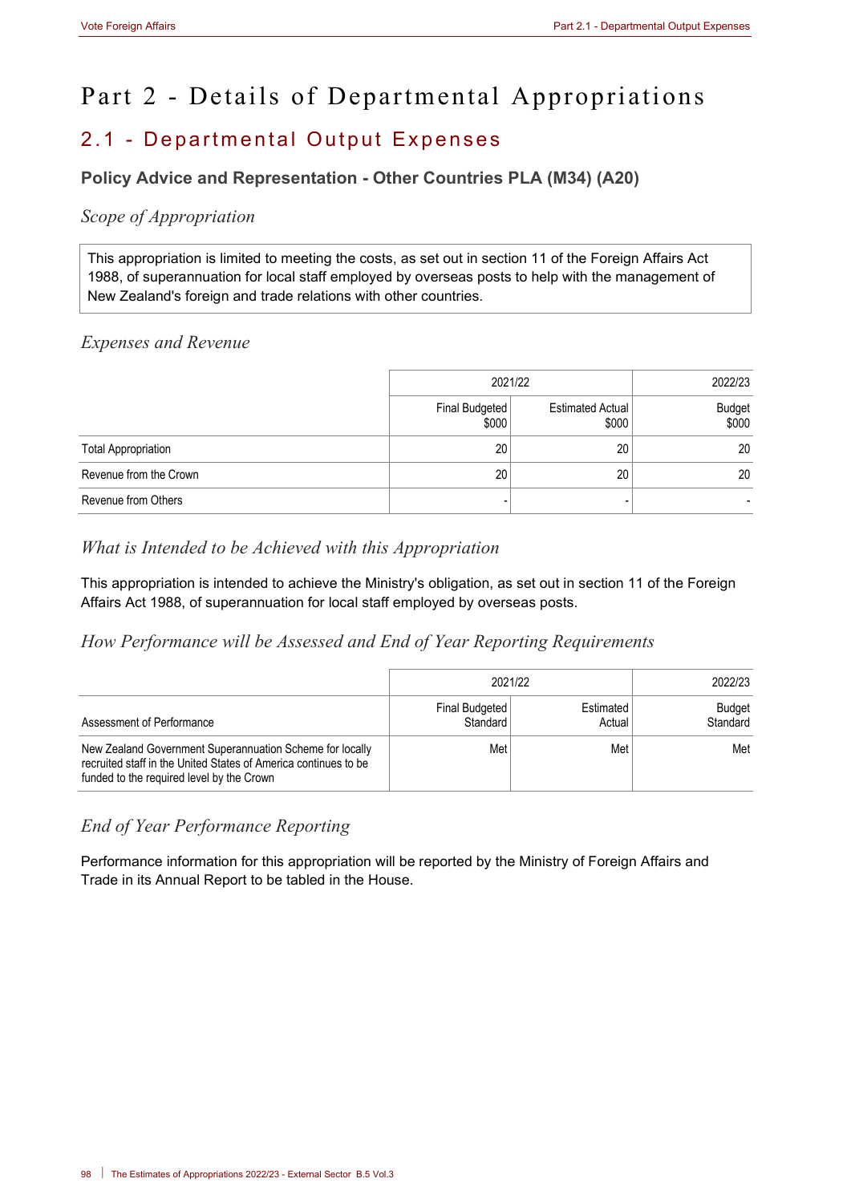# Part 2 - Details of Departmental Appropriations

## 2.1 - Departmental Output Expenses

### Policy Advice and Representation - Other Countries PLA (M34) (A20)

#### *Scope of Appropriation*

This appropriation is limited to meeting the costs, as set out in section 11 of the Foreign Affairs Act 1988, of superannuation for local staff employed by overseas posts to help with the management of New Zealand's foreign and trade relations with other countries.

#### *Expenses and Revenue*

| | 2021/22 | | 2022/23 |
|---|---|---|---|
| | Final Budgeted $000 | Estimated Actual $000 | Budget $000 |
| Total Appropriation | 20 | 20 | 20 |
| Revenue from the Crown | 20 | 20 | 20 |
| Revenue from Others | - | - | - |

#### *What is Intended to be Achieved with this Appropriation*

This appropriation is intended to achieve the Ministry's obligation, as set out in section 11 of the Foreign Affairs Act 1988, of superannuation for local staff employed by overseas posts.

#### *How Performance will be Assessed and End of Year Reporting Requirements*

| | 2021/22 | | 2022/23 |
|---|---|---|---|
| Assessment of Performance | Final Budgeted Standard | Estimated Actual | Budget Standard |
| New Zealand Government Superannuation Scheme for locally recruited staff in the United States of America continues to be funded to the required level by the Crown | Met | Met | Met |

#### *End of Year Performance Reporting*

Performance information for this appropriation will be reported by the Ministry of Foreign Affairs and Trade in its Annual Report to be tabled in the House.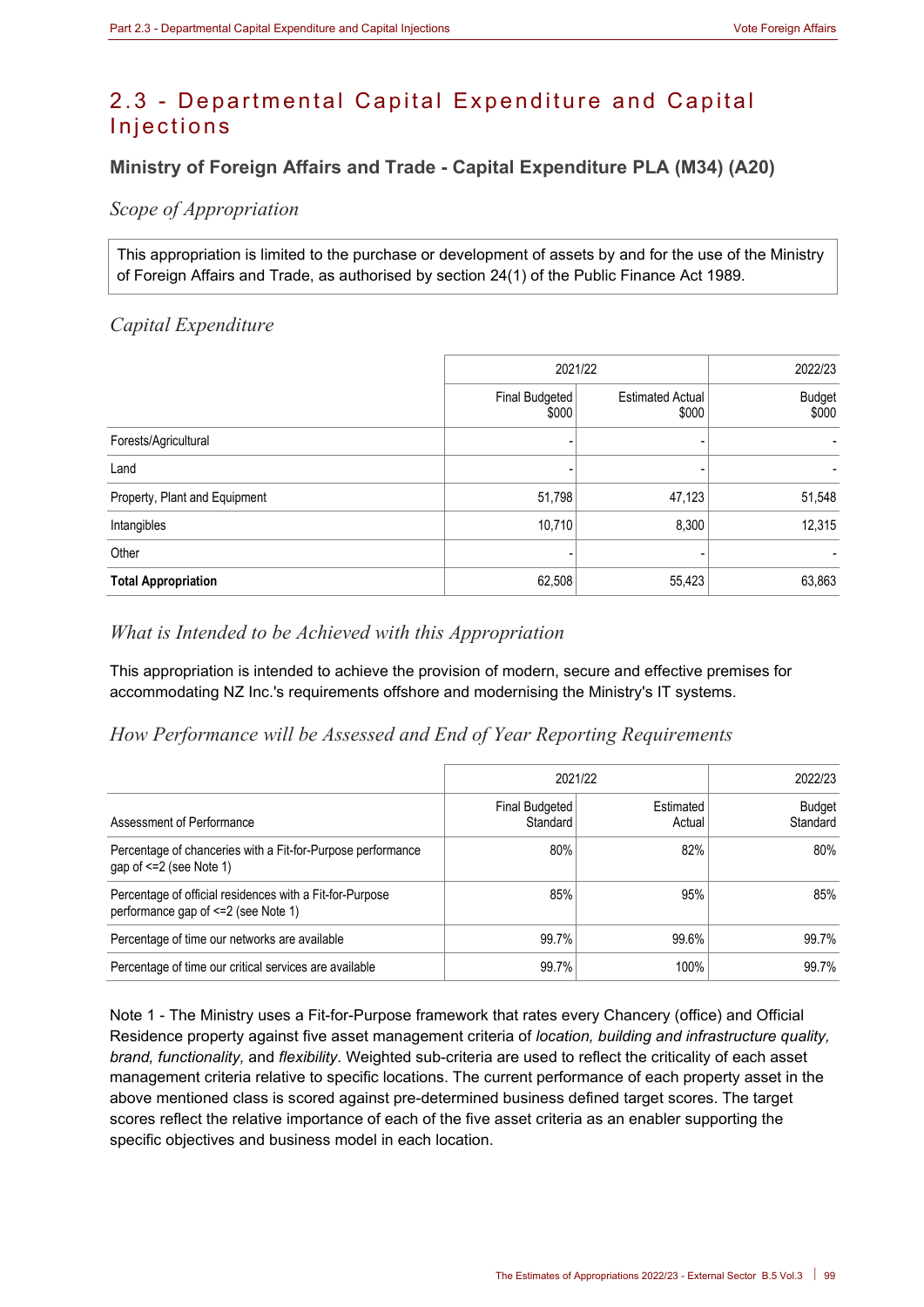# 2.3 - Departmental Capital Expenditure and Capital Injections

## Ministry of Foreign Affairs and Trade - Capital Expenditure PLA (M34) (A20)

### *Scope of Appropriation*

This appropriation is limited to the purchase or development of assets by and for the use of the Ministry of Foreign Affairs and Trade, as authorised by section 24(1) of the Public Finance Act 1989.

### *Capital Expenditure*

| | 2021/22 | | 2022/23 |
|---|---|---|---|
| | Final Budgeted $000 | Estimated Actual $000 | Budget $000 |
| Forests/Agricultural | - | - | - |
| Land | - | - | - |
| Property, Plant and Equipment | 51,798 | 47,123 | 51,548 |
| Intangibles | 10,710 | 8,300 | 12,315 |
| Other | - | - | - |
| **Total Appropriation** | 62,508 | 55,423 | 63,863 |

### *What is Intended to be Achieved with this Appropriation*

This appropriation is intended to achieve the provision of modern, secure and effective premises for accommodating NZ Inc.'s requirements offshore and modernising the Ministry's IT systems.

### *How Performance will be Assessed and End of Year Reporting Requirements*

| | 2021/22 | | 2022/23 |
|---|---|---|---|
| Assessment of Performance | Final Budgeted Standard | Estimated Actual | Budget Standard |
| Percentage of chanceries with a Fit-for-Purpose performance gap of <=2 (see Note 1) | 80% | 82% | 80% |
| Percentage of official residences with a Fit-for-Purpose performance gap of <=2 (see Note 1) | 85% | 95% | 85% |
| Percentage of time our networks are available | 99.7% | 99.6% | 99.7% |
| Percentage of time our critical services are available | 99.7% | 100% | 99.7% |

Note 1 - The Ministry uses a Fit-for-Purpose framework that rates every Chancery (office) and Official Residence property against five asset management criteria of *location, building and infrastructure quality, brand, functionality,* and *flexibility*. Weighted sub-criteria are used to reflect the criticality of each asset management criteria relative to specific locations. The current performance of each property asset in the above mentioned class is scored against pre-determined business defined target scores. The target scores reflect the relative importance of each of the five asset criteria as an enabler supporting the specific objectives and business model in each location.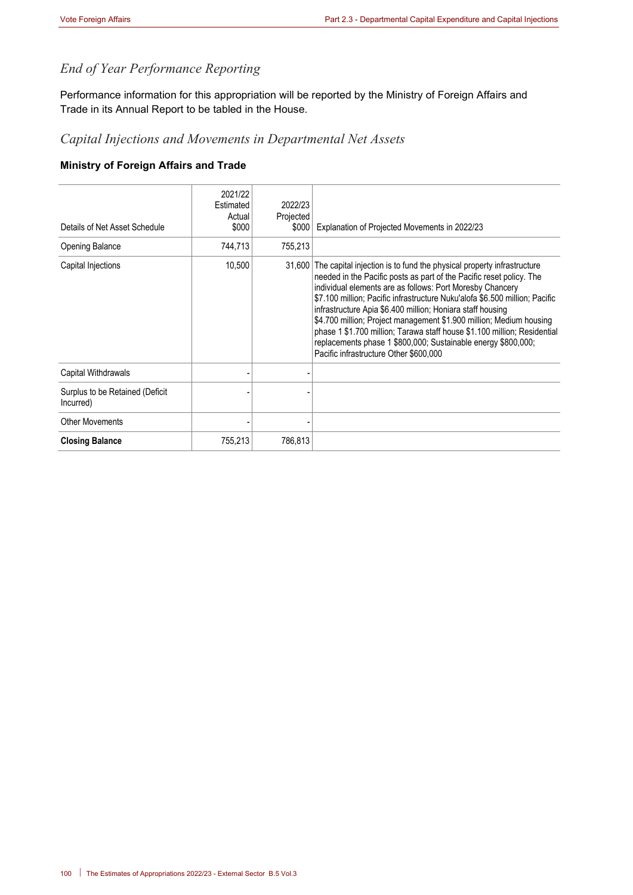## *End of Year Performance Reporting*

Performance information for this appropriation will be reported by the Ministry of Foreign Affairs and Trade in its Annual Report to be tabled in the House.

## *Capital Injections and Movements in Departmental Net Assets*

### Ministry of Foreign Affairs and Trade

| Details of Net Asset Schedule | 2021/22 Estimated Actual $000 | 2022/23 Projected $000 | Explanation of Projected Movements in 2022/23 |
|---|---|---|---|
| Opening Balance | 744,713 | 755,213 | |
| Capital Injections | 10,500 | 31,600 | The capital injection is to fund the physical property infrastructure needed in the Pacific posts as part of the Pacific reset policy. The individual elements are as follows: Port Moresby Chancery $7.100 million; Pacific infrastructure Nuku'alofa $6.500 million; Pacific infrastructure Apia $6.400 million; Honiara staff housing $4.700 million; Project management $1.900 million; Medium housing phase 1 $1.700 million; Tarawa staff house $1.100 million; Residential replacements phase 1 $800,000; Sustainable energy $800,000; Pacific infrastructure Other $600,000 |
| Capital Withdrawals | - | - | |
| Surplus to be Retained (Deficit Incurred) | - | - | |
| Other Movements | - | - | |
| **Closing Balance** | 755,213 | 786,813 | |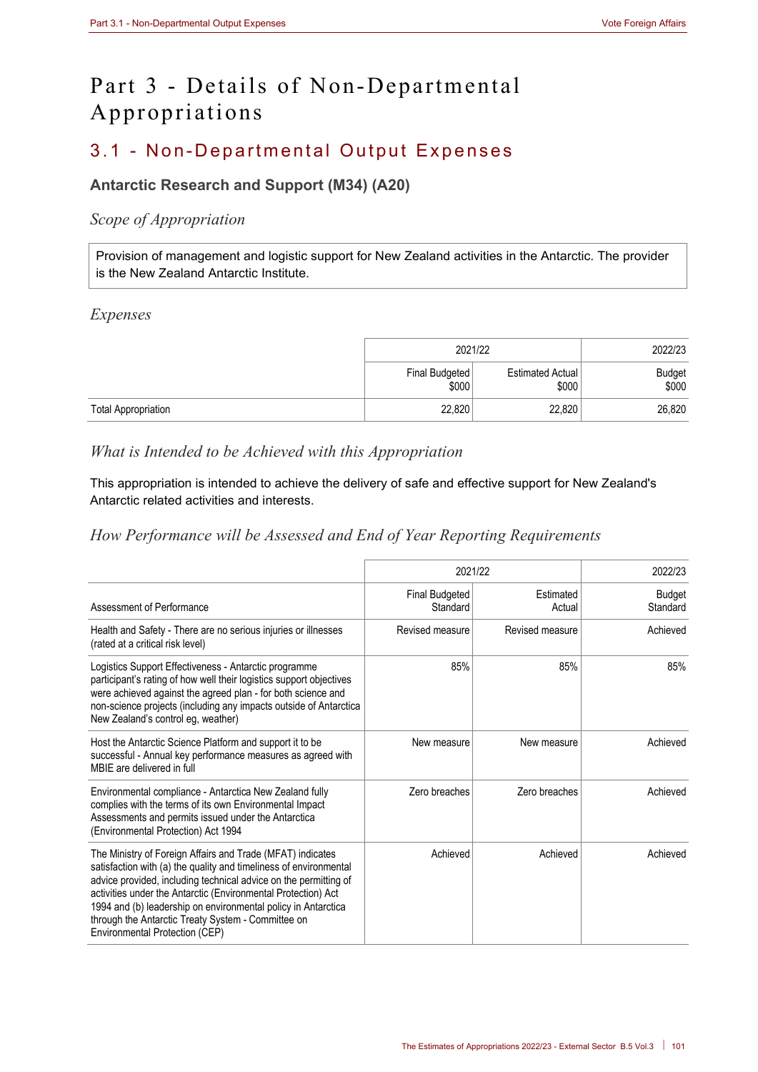# Part 3 - Details of Non-Departmental Appropriations

## 3.1 - Non-Departmental Output Expenses

### Antarctic Research and Support (M34) (A20)

#### *Scope of Appropriation*

Provision of management and logistic support for New Zealand activities in the Antarctic. The provider is the New Zealand Antarctic Institute.

#### *Expenses*

| | 2021/22 | | 2022/23 |
|---|---|---|---|
| | Final Budgeted $000 | Estimated Actual $000 | Budget $000 |
| Total Appropriation | 22,820 | 22,820 | 26,820 |

#### *What is Intended to be Achieved with this Appropriation*

This appropriation is intended to achieve the delivery of safe and effective support for New Zealand's Antarctic related activities and interests.

#### *How Performance will be Assessed and End of Year Reporting Requirements*

| | 2021/22 | | 2022/23 |
|---|---|---|---|
| Assessment of Performance | Final Budgeted Standard | Estimated Actual | Budget Standard |
| Health and Safety - There are no serious injuries or illnesses (rated at a critical risk level) | Revised measure | Revised measure | Achieved |
| Logistics Support Effectiveness - Antarctic programme participant's rating of how well their logistics support objectives were achieved against the agreed plan - for both science and non-science projects (including any impacts outside of Antarctica New Zealand's control eg, weather) | 85% | 85% | 85% |
| Host the Antarctic Science Platform and support it to be successful - Annual key performance measures as agreed with MBIE are delivered in full | New measure | New measure | Achieved |
| Environmental compliance - Antarctica New Zealand fully complies with the terms of its own Environmental Impact Assessments and permits issued under the Antarctica (Environmental Protection) Act 1994 | Zero breaches | Zero breaches | Achieved |
| The Ministry of Foreign Affairs and Trade (MFAT) indicates satisfaction with (a) the quality and timeliness of environmental advice provided, including technical advice on the permitting of activities under the Antarctic (Environmental Protection) Act 1994 and (b) leadership on environmental policy in Antarctica through the Antarctic Treaty System - Committee on Environmental Protection (CEP) | Achieved | Achieved | Achieved |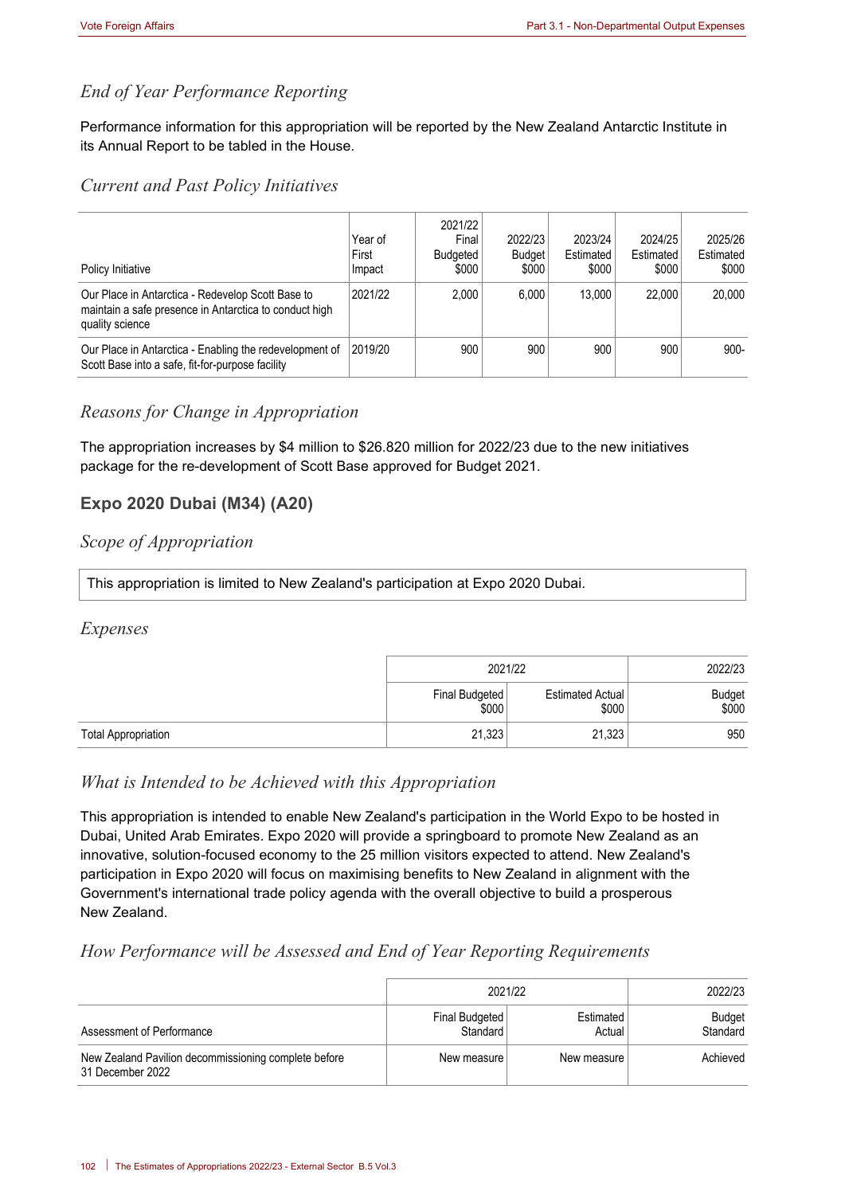### *End of Year Performance Reporting*

Performance information for this appropriation will be reported by the New Zealand Antarctic Institute in its Annual Report to be tabled in the House.

### *Current and Past Policy Initiatives*

| Policy Initiative | Year of First Impact | 2021/22 Final Budgeted $000 | 2022/23 Budget $000 | 2023/24 Estimated $000 | 2024/25 Estimated $000 | 2025/26 Estimated $000 |
|---|---|---|---|---|---|---|
| Our Place in Antarctica - Redevelop Scott Base to maintain a safe presence in Antarctica to conduct high quality science | 2021/22 | 2,000 | 6,000 | 13,000 | 22,000 | 20,000 |
| Our Place in Antarctica - Enabling the redevelopment of Scott Base into a safe, fit-for-purpose facility | 2019/20 | 900 | 900 | 900 | 900 | 900- |

### *Reasons for Change in Appropriation*

The appropriation increases by $4 million to $26.820 million for 2022/23 due to the new initiatives package for the re-development of Scott Base approved for Budget 2021.

## Expo 2020 Dubai (M34) (A20)

### *Scope of Appropriation*

This appropriation is limited to New Zealand's participation at Expo 2020 Dubai.

### *Expenses*

| | 2021/22 | | 2022/23 |
|---|---|---|---|
| | Final Budgeted $000 | Estimated Actual $000 | Budget $000 |
| Total Appropriation | 21,323 | 21,323 | 950 |

### *What is Intended to be Achieved with this Appropriation*

This appropriation is intended to enable New Zealand's participation in the World Expo to be hosted in Dubai, United Arab Emirates. Expo 2020 will provide a springboard to promote New Zealand as an innovative, solution-focused economy to the 25 million visitors expected to attend. New Zealand's participation in Expo 2020 will focus on maximising benefits to New Zealand in alignment with the Government's international trade policy agenda with the overall objective to build a prosperous New Zealand.

### *How Performance will be Assessed and End of Year Reporting Requirements*

| | 2021/22 | | 2022/23 |
|---|---|---|---|
| Assessment of Performance | Final Budgeted Standard | Estimated Actual | Budget Standard |
| New Zealand Pavilion decommissioning complete before 31 December 2022 | New measure | New measure | Achieved |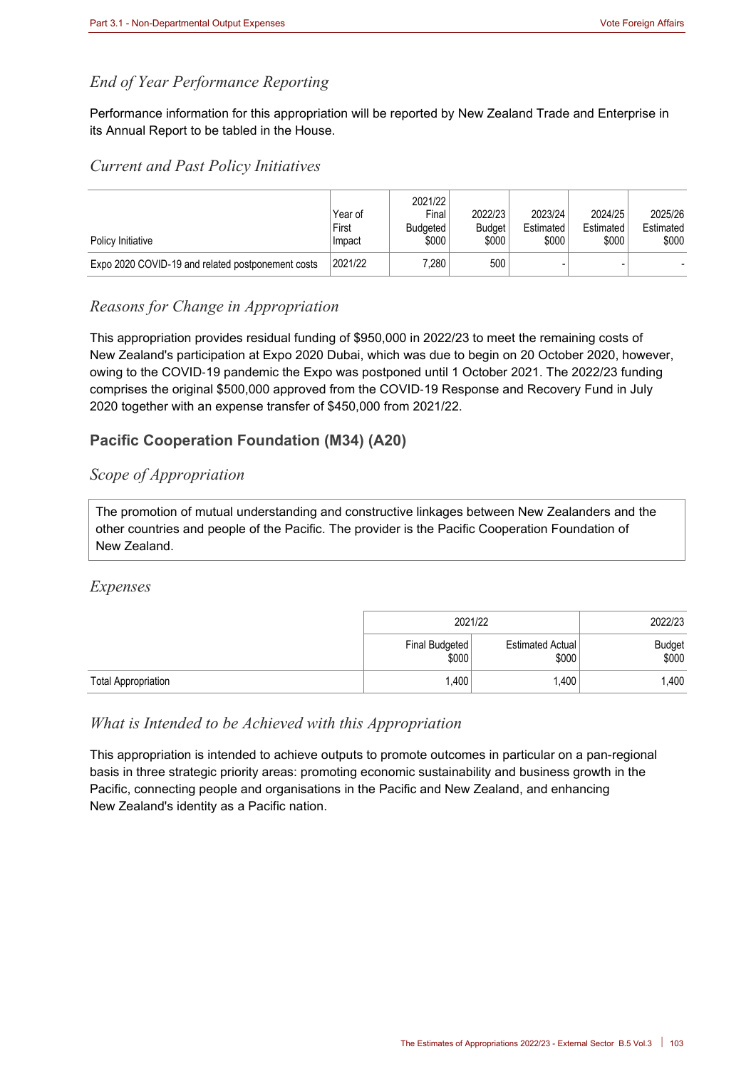### *End of Year Performance Reporting*

Performance information for this appropriation will be reported by New Zealand Trade and Enterprise in its Annual Report to be tabled in the House.

### *Current and Past Policy Initiatives*

| Policy Initiative | Year of First Impact | 2021/22 Final Budgeted $000 | 2022/23 Budget $000 | 2023/24 Estimated $000 | 2024/25 Estimated $000 | 2025/26 Estimated $000 |
|---|---|---|---|---|---|---|
| Expo 2020 COVID-19 and related postponement costs | 2021/22 | 7,280 | 500 | - | - | - |

### *Reasons for Change in Appropriation*

This appropriation provides residual funding of $950,000 in 2022/23 to meet the remaining costs of New Zealand's participation at Expo 2020 Dubai, which was due to begin on 20 October 2020, however, owing to the COVID-19 pandemic the Expo was postponed until 1 October 2021. The 2022/23 funding comprises the original $500,000 approved from the COVID-19 Response and Recovery Fund in July 2020 together with an expense transfer of $450,000 from 2021/22.

## Pacific Cooperation Foundation (M34) (A20)

### *Scope of Appropriation*

The promotion of mutual understanding and constructive linkages between New Zealanders and the other countries and people of the Pacific. The provider is the Pacific Cooperation Foundation of New Zealand.

### *Expenses*

| | 2021/22 | | 2022/23 |
|---|---|---|---|
| | Final Budgeted $000 | Estimated Actual $000 | Budget $000 |
| Total Appropriation | 1,400 | 1,400 | 1,400 |

### *What is Intended to be Achieved with this Appropriation*

This appropriation is intended to achieve outputs to promote outcomes in particular on a pan-regional basis in three strategic priority areas: promoting economic sustainability and business growth in the Pacific, connecting people and organisations in the Pacific and New Zealand, and enhancing New Zealand's identity as a Pacific nation.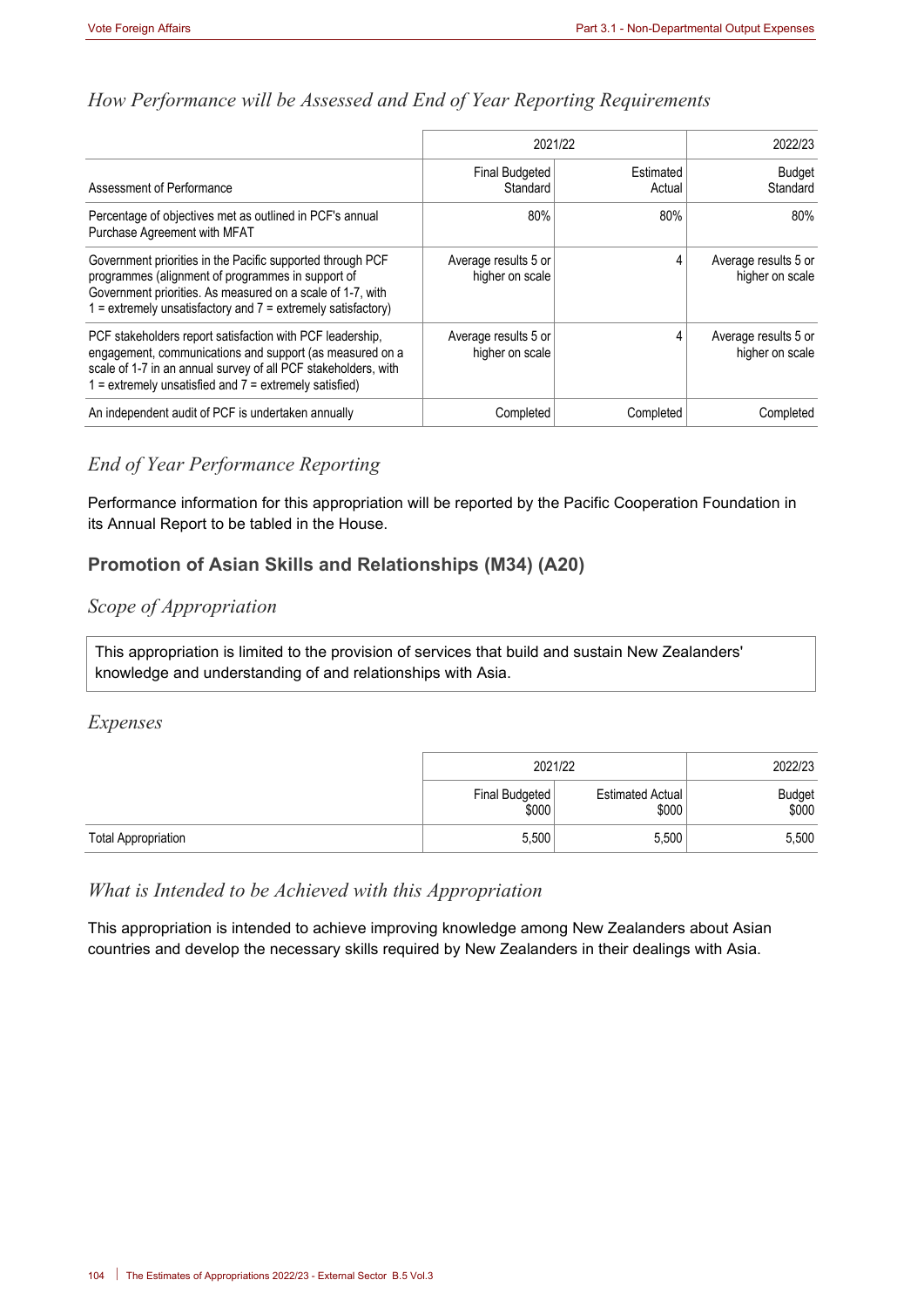## How Performance will be Assessed and End of Year Reporting Requirements

| | 2021/22 | | 2022/23 |
|---|---|---|---|
| Assessment of Performance | Final Budgeted Standard | Estimated Actual | Budget Standard |
| Percentage of objectives met as outlined in PCF's annual Purchase Agreement with MFAT | 80% | 80% | 80% |
| Government priorities in the Pacific supported through PCF programmes (alignment of programmes in support of Government priorities. As measured on a scale of 1-7, with 1 = extremely unsatisfactory and 7 = extremely satisfactory) | Average results 5 or higher on scale | 4 | Average results 5 or higher on scale |
| PCF stakeholders report satisfaction with PCF leadership, engagement, communications and support (as measured on a scale of 1-7 in an annual survey of all PCF stakeholders, with 1 = extremely unsatisfied and 7 = extremely satisfied) | Average results 5 or higher on scale | 4 | Average results 5 or higher on scale |
| An independent audit of PCF is undertaken annually | Completed | Completed | Completed |

## End of Year Performance Reporting

Performance information for this appropriation will be reported by the Pacific Cooperation Foundation in its Annual Report to be tabled in the House.

### Promotion of Asian Skills and Relationships (M34) (A20)

## Scope of Appropriation

This appropriation is limited to the provision of services that build and sustain New Zealanders' knowledge and understanding of and relationships with Asia.

## Expenses

| | 2021/22 | | 2022/23 |
|---|---|---|---|
| | Final Budgeted $000 | Estimated Actual $000 | Budget $000 |
| Total Appropriation | 5,500 | 5,500 | 5,500 |

## What is Intended to be Achieved with this Appropriation

This appropriation is intended to achieve improving knowledge among New Zealanders about Asian countries and develop the necessary skills required by New Zealanders in their dealings with Asia.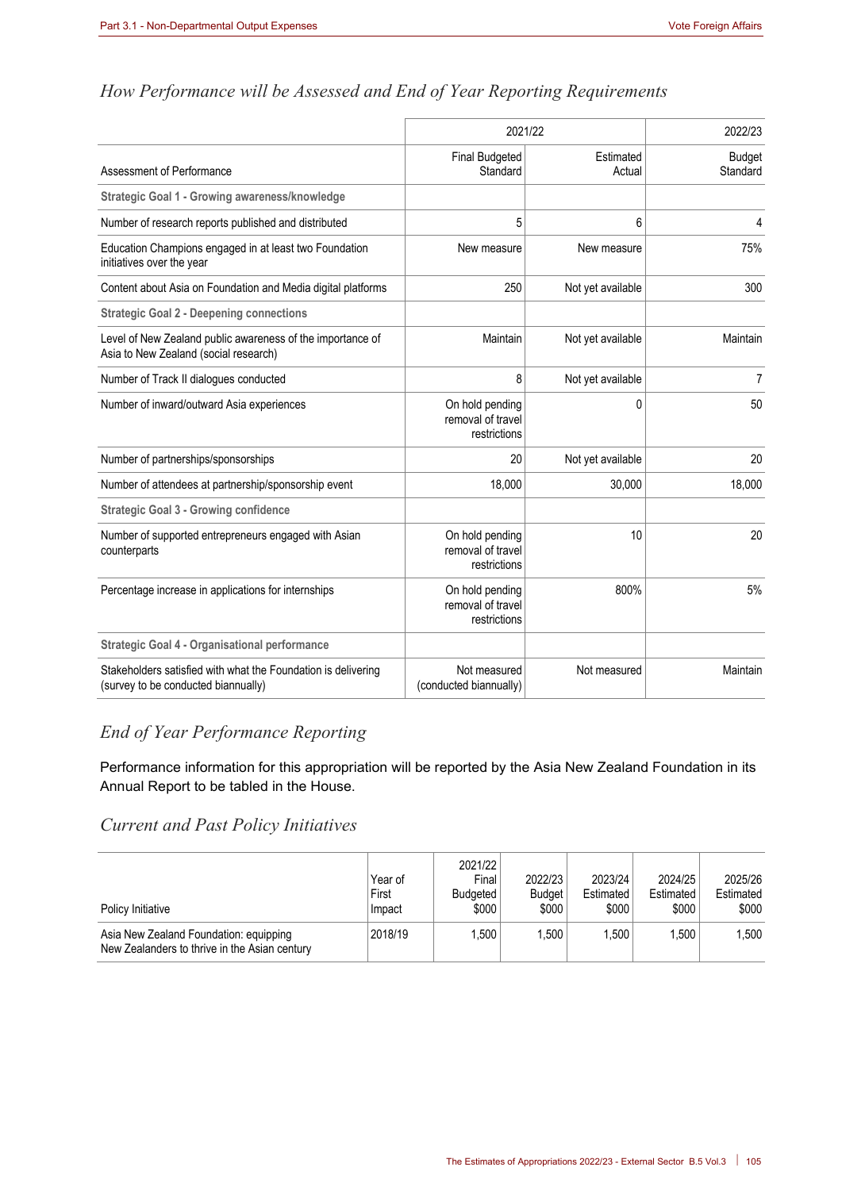## How Performance will be Assessed and End of Year Reporting Requirements

| Assessment of Performance | 2021/22 Final Budgeted Standard | 2021/22 Estimated Actual | 2022/23 Budget Standard |
|---|---|---|---|
| **Strategic Goal 1 - Growing awareness/knowledge** | | | |
| Number of research reports published and distributed | 5 | 6 | 4 |
| Education Champions engaged in at least two Foundation initiatives over the year | New measure | New measure | 75% |
| Content about Asia on Foundation and Media digital platforms | 250 | Not yet available | 300 |
| **Strategic Goal 2 - Deepening connections** | | | |
| Level of New Zealand public awareness of the importance of Asia to New Zealand (social research) | Maintain | Not yet available | Maintain |
| Number of Track II dialogues conducted | 8 | Not yet available | 7 |
| Number of inward/outward Asia experiences | On hold pending removal of travel restrictions | 0 | 50 |
| Number of partnerships/sponsorships | 20 | Not yet available | 20 |
| Number of attendees at partnership/sponsorship event | 18,000 | 30,000 | 18,000 |
| **Strategic Goal 3 - Growing confidence** | | | |
| Number of supported entrepreneurs engaged with Asian counterparts | On hold pending removal of travel restrictions | 10 | 20 |
| Percentage increase in applications for internships | On hold pending removal of travel restrictions | 800% | 5% |
| **Strategic Goal 4 - Organisational performance** | | | |
| Stakeholders satisfied with what the Foundation is delivering (survey to be conducted biannually) | Not measured (conducted biannually) | Not measured | Maintain |

## End of Year Performance Reporting

Performance information for this appropriation will be reported by the Asia New Zealand Foundation in its Annual Report to be tabled in the House.

## Current and Past Policy Initiatives

| Policy Initiative | Year of First Impact | 2021/22 Final Budgeted $000 | 2022/23 Budget $000 | 2023/24 Estimated $000 | 2024/25 Estimated $000 | 2025/26 Estimated $000 |
|---|---|---|---|---|---|---|
| Asia New Zealand Foundation: equipping New Zealanders to thrive in the Asian century | 2018/19 | 1,500 | 1,500 | 1,500 | 1,500 | 1,500 |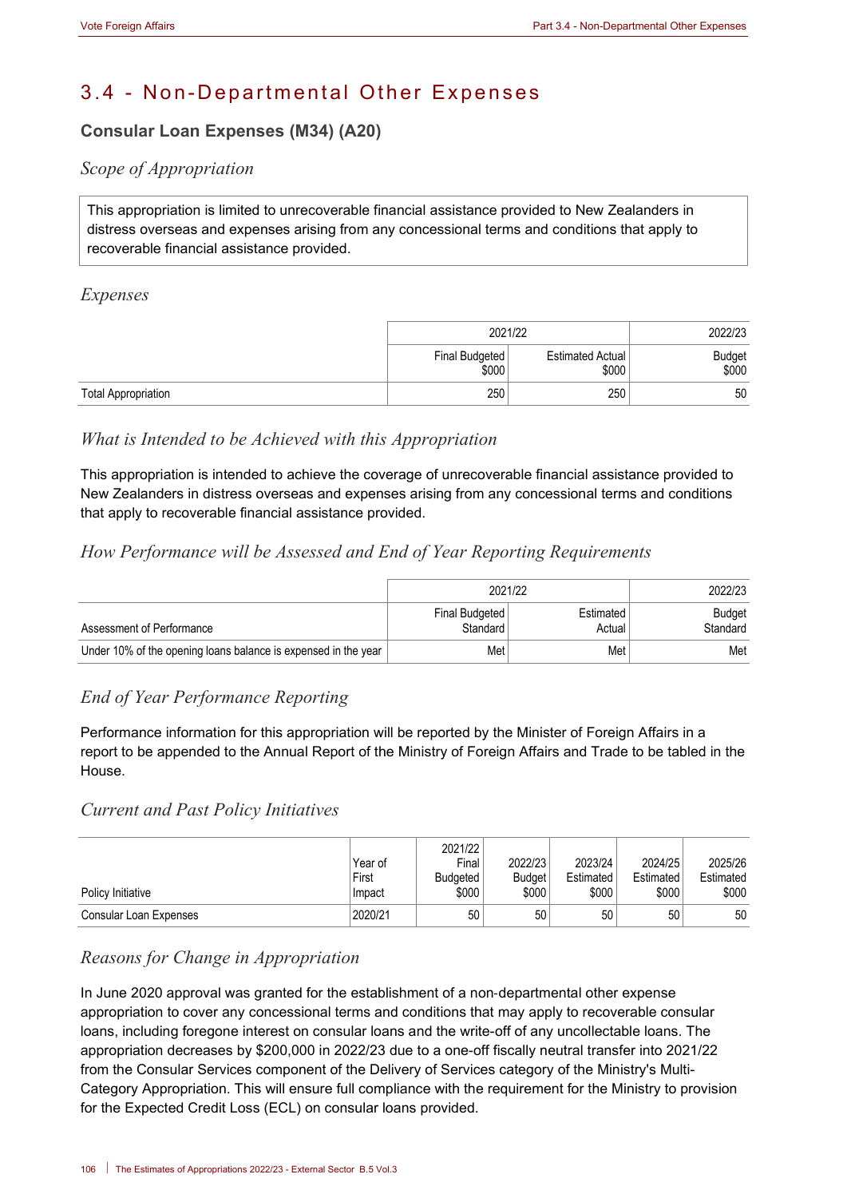# 3.4 - Non-Departmental Other Expenses

## Consular Loan Expenses (M34) (A20)

### *Scope of Appropriation*

This appropriation is limited to unrecoverable financial assistance provided to New Zealanders in distress overseas and expenses arising from any concessional terms and conditions that apply to recoverable financial assistance provided.

### *Expenses*

| | 2021/22 | | 2022/23 |
|---|---|---|---|
| | Final Budgeted $000 | Estimated Actual $000 | Budget $000 |
| Total Appropriation | 250 | 250 | 50 |

### *What is Intended to be Achieved with this Appropriation*

This appropriation is intended to achieve the coverage of unrecoverable financial assistance provided to New Zealanders in distress overseas and expenses arising from any concessional terms and conditions that apply to recoverable financial assistance provided.

### *How Performance will be Assessed and End of Year Reporting Requirements*

| | 2021/22 | | 2022/23 |
|---|---|---|---|
| Assessment of Performance | Final Budgeted Standard | Estimated Actual | Budget Standard |
| Under 10% of the opening loans balance is expensed in the year | Met | Met | Met |

### *End of Year Performance Reporting*

Performance information for this appropriation will be reported by the Minister of Foreign Affairs in a report to be appended to the Annual Report of the Ministry of Foreign Affairs and Trade to be tabled in the House.

### *Current and Past Policy Initiatives*

| Policy Initiative | Year of First Impact | 2021/22 Final Budgeted $000 | 2022/23 Budget $000 | 2023/24 Estimated $000 | 2024/25 Estimated $000 | 2025/26 Estimated $000 |
|---|---|---|---|---|---|---|
| Consular Loan Expenses | 2020/21 | 50 | 50 | 50 | 50 | 50 |

### *Reasons for Change in Appropriation*

In June 2020 approval was granted for the establishment of a non-departmental other expense appropriation to cover any concessional terms and conditions that may apply to recoverable consular loans, including foregone interest on consular loans and the write-off of any uncollectable loans. The appropriation decreases by $200,000 in 2022/23 due to a one-off fiscally neutral transfer into 2021/22 from the Consular Services component of the Delivery of Services category of the Ministry's Multi-Category Appropriation. This will ensure full compliance with the requirement for the Ministry to provision for the Expected Credit Loss (ECL) on consular loans provided.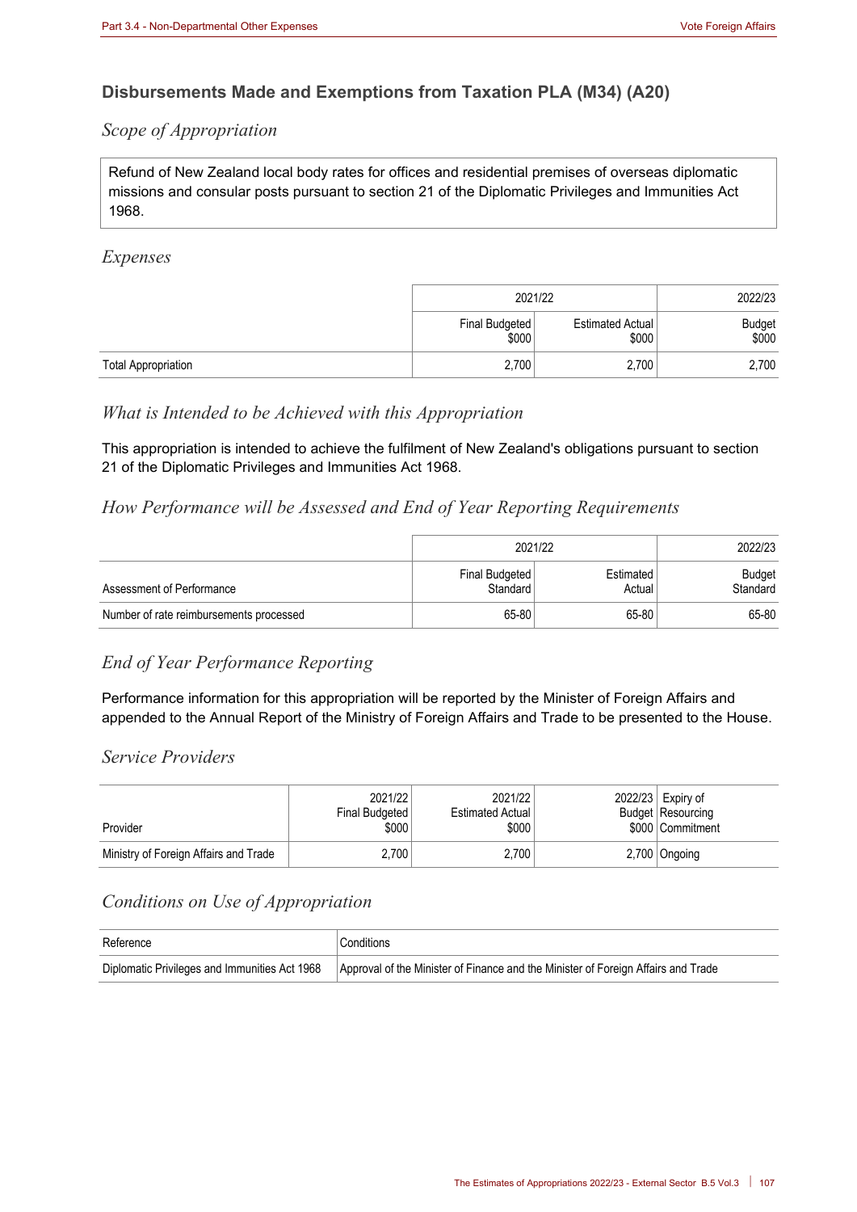## Disbursements Made and Exemptions from Taxation PLA (M34) (A20)

### *Scope of Appropriation*

Refund of New Zealand local body rates for offices and residential premises of overseas diplomatic missions and consular posts pursuant to section 21 of the Diplomatic Privileges and Immunities Act 1968.

### *Expenses*

| | 2021/22 | | 2022/23 |
|---|---|---|---|
| | Final Budgeted $000 | Estimated Actual $000 | Budget $000 |
| Total Appropriation | 2,700 | 2,700 | 2,700 |

### *What is Intended to be Achieved with this Appropriation*

This appropriation is intended to achieve the fulfilment of New Zealand's obligations pursuant to section 21 of the Diplomatic Privileges and Immunities Act 1968.

### *How Performance will be Assessed and End of Year Reporting Requirements*

| | 2021/22 | | 2022/23 |
|---|---|---|---|
| Assessment of Performance | Final Budgeted Standard | Estimated Actual | Budget Standard |
| Number of rate reimbursements processed | 65-80 | 65-80 | 65-80 |

### *End of Year Performance Reporting*

Performance information for this appropriation will be reported by the Minister of Foreign Affairs and appended to the Annual Report of the Ministry of Foreign Affairs and Trade to be presented to the House.

### *Service Providers*

| Provider | 2021/22 Final Budgeted $000 | 2021/22 Estimated Actual $000 | 2022/23 Budget $000 | Expiry of Resourcing Commitment |
|---|---|---|---|---|
| Ministry of Foreign Affairs and Trade | 2,700 | 2,700 | 2,700 | Ongoing |

### *Conditions on Use of Appropriation*

| Reference | Conditions |
|---|---|
| Diplomatic Privileges and Immunities Act 1968 | Approval of the Minister of Finance and the Minister of Foreign Affairs and Trade |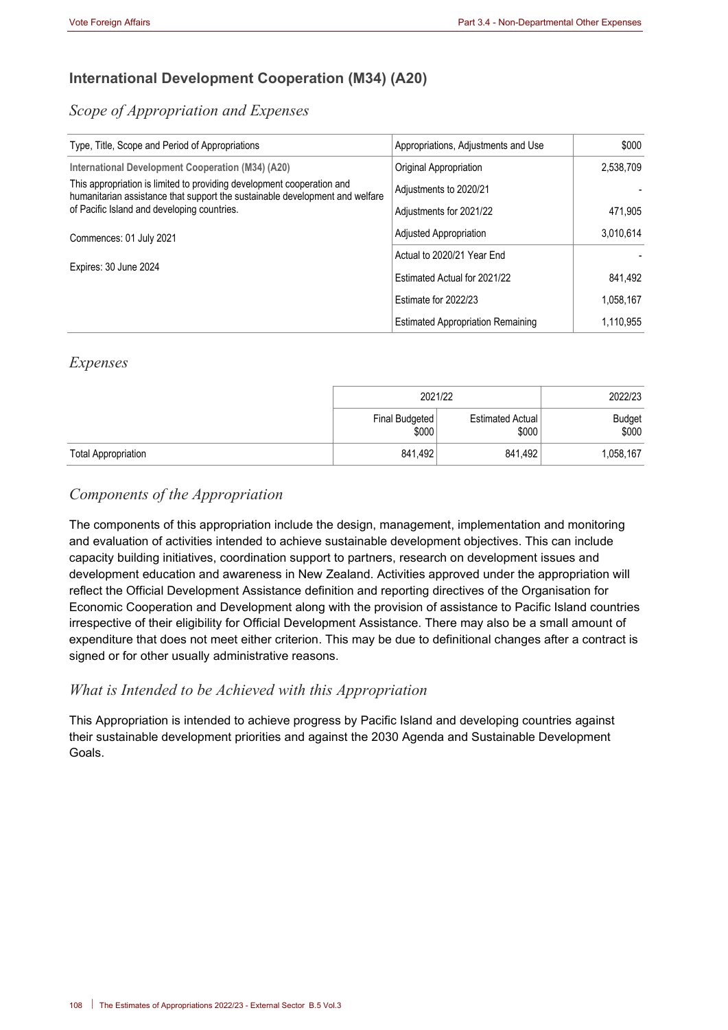## International Development Cooperation (M34) (A20)

### *Scope of Appropriation and Expenses*

| Type, Title, Scope and Period of Appropriations | Appropriations, Adjustments and Use | $000 |
|---|---|---|
| **International Development Cooperation (M34) (A20)** | Original Appropriation | 2,538,709 |
| This appropriation is limited to providing development cooperation and humanitarian assistance that support the sustainable development and welfare of Pacific Island and developing countries. | Adjustments to 2020/21 | - |
| | Adjustments for 2021/22 | 471,905 |
| Commences: 01 July 2021 | Adjusted Appropriation | 3,010,614 |
| | Actual to 2020/21 Year End | - |
| Expires: 30 June 2024 | Estimated Actual for 2021/22 | 841,492 |
| | Estimate for 2022/23 | 1,058,167 |
| | Estimated Appropriation Remaining | 1,110,955 |

### *Expenses*

| | 2021/22 | | 2022/23 |
|---|---|---|---|
| | Final Budgeted $000 | Estimated Actual $000 | Budget $000 |
| Total Appropriation | 841,492 | 841,492 | 1,058,167 |

### *Components of the Appropriation*

The components of this appropriation include the design, management, implementation and monitoring and evaluation of activities intended to achieve sustainable development objectives. This can include capacity building initiatives, coordination support to partners, research on development issues and development education and awareness in New Zealand. Activities approved under the appropriation will reflect the Official Development Assistance definition and reporting directives of the Organisation for Economic Cooperation and Development along with the provision of assistance to Pacific Island countries irrespective of their eligibility for Official Development Assistance. There may also be a small amount of expenditure that does not meet either criterion. This may be due to definitional changes after a contract is signed or for other usually administrative reasons.

### *What is Intended to be Achieved with this Appropriation*

This Appropriation is intended to achieve progress by Pacific Island and developing countries against their sustainable development priorities and against the 2030 Agenda and Sustainable Development Goals.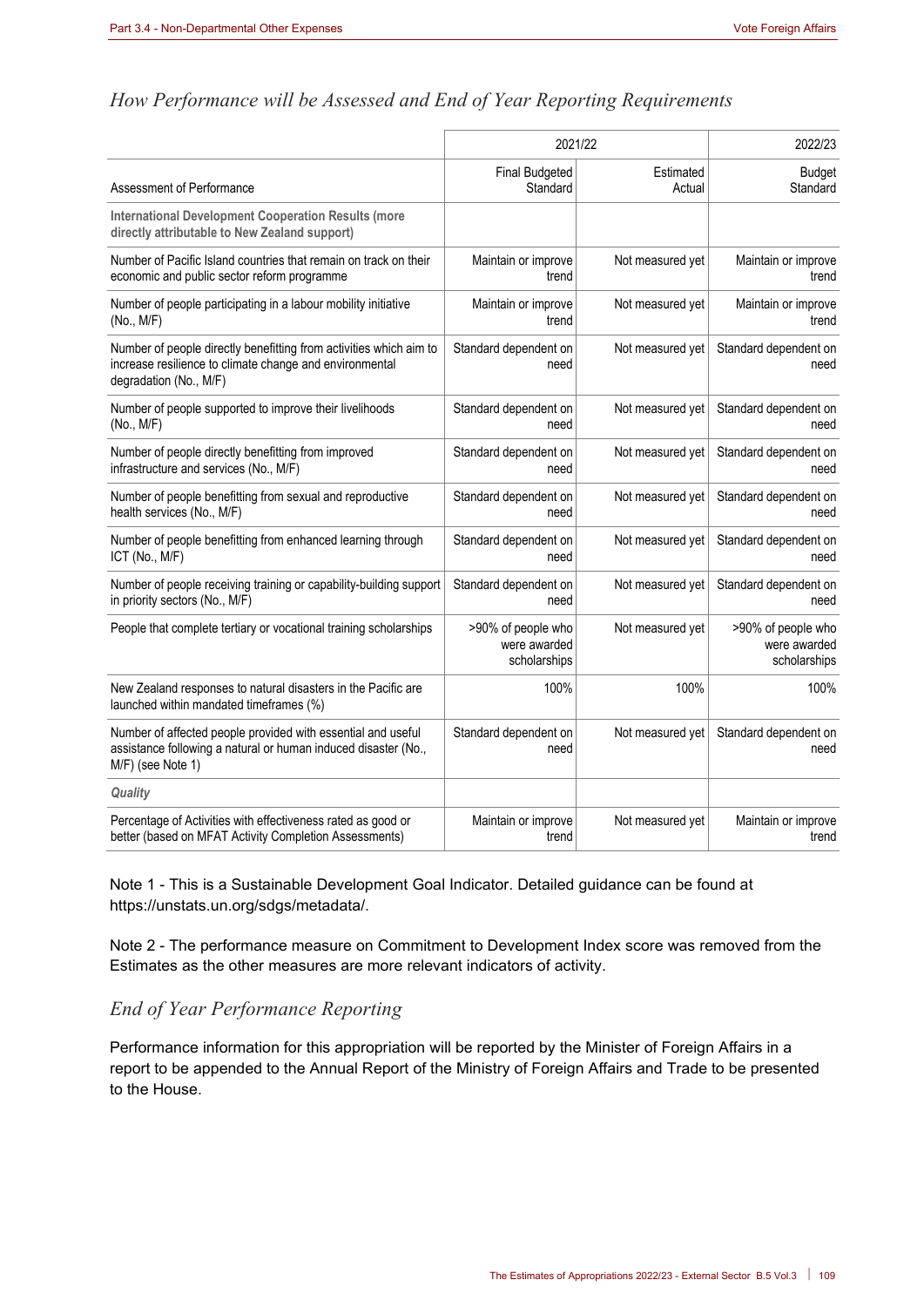## How Performance will be Assessed and End of Year Reporting Requirements

| | 2021/22 | | 2022/23 |
|---|---|---|---|
| Assessment of Performance | Final Budgeted Standard | Estimated Actual | Budget Standard |
| **International Development Cooperation Results (more directly attributable to New Zealand support)** | | | |
| Number of Pacific Island countries that remain on track on their economic and public sector reform programme | Maintain or improve trend | Not measured yet | Maintain or improve trend |
| Number of people participating in a labour mobility initiative (No., M/F) | Maintain or improve trend | Not measured yet | Maintain or improve trend |
| Number of people directly benefitting from activities which aim to increase resilience to climate change and environmental degradation (No., M/F) | Standard dependent on need | Not measured yet | Standard dependent on need |
| Number of people supported to improve their livelihoods (No., M/F) | Standard dependent on need | Not measured yet | Standard dependent on need |
| Number of people directly benefitting from improved infrastructure and services (No., M/F) | Standard dependent on need | Not measured yet | Standard dependent on need |
| Number of people benefitting from sexual and reproductive health services (No., M/F) | Standard dependent on need | Not measured yet | Standard dependent on need |
| Number of people benefitting from enhanced learning through ICT (No., M/F) | Standard dependent on need | Not measured yet | Standard dependent on need |
| Number of people receiving training or capability-building support in priority sectors (No., M/F) | Standard dependent on need | Not measured yet | Standard dependent on need |
| People that complete tertiary or vocational training scholarships | >90% of people who were awarded scholarships | Not measured yet | >90% of people who were awarded scholarships |
| New Zealand responses to natural disasters in the Pacific are launched within mandated timeframes (%) | 100% | 100% | 100% |
| Number of affected people provided with essential and useful assistance following a natural or human induced disaster (No., M/F) (see Note 1) | Standard dependent on need | Not measured yet | Standard dependent on need |
| ***Quality*** | | | |
| Percentage of Activities with effectiveness rated as good or better (based on MFAT Activity Completion Assessments) | Maintain or improve trend | Not measured yet | Maintain or improve trend |

Note 1 - This is a Sustainable Development Goal Indicator. Detailed guidance can be found at https://unstats.un.org/sdgs/metadata/.

Note 2 - The performance measure on Commitment to Development Index score was removed from the Estimates as the other measures are more relevant indicators of activity.

## End of Year Performance Reporting

Performance information for this appropriation will be reported by the Minister of Foreign Affairs in a report to be appended to the Annual Report of the Ministry of Foreign Affairs and Trade to be presented to the House.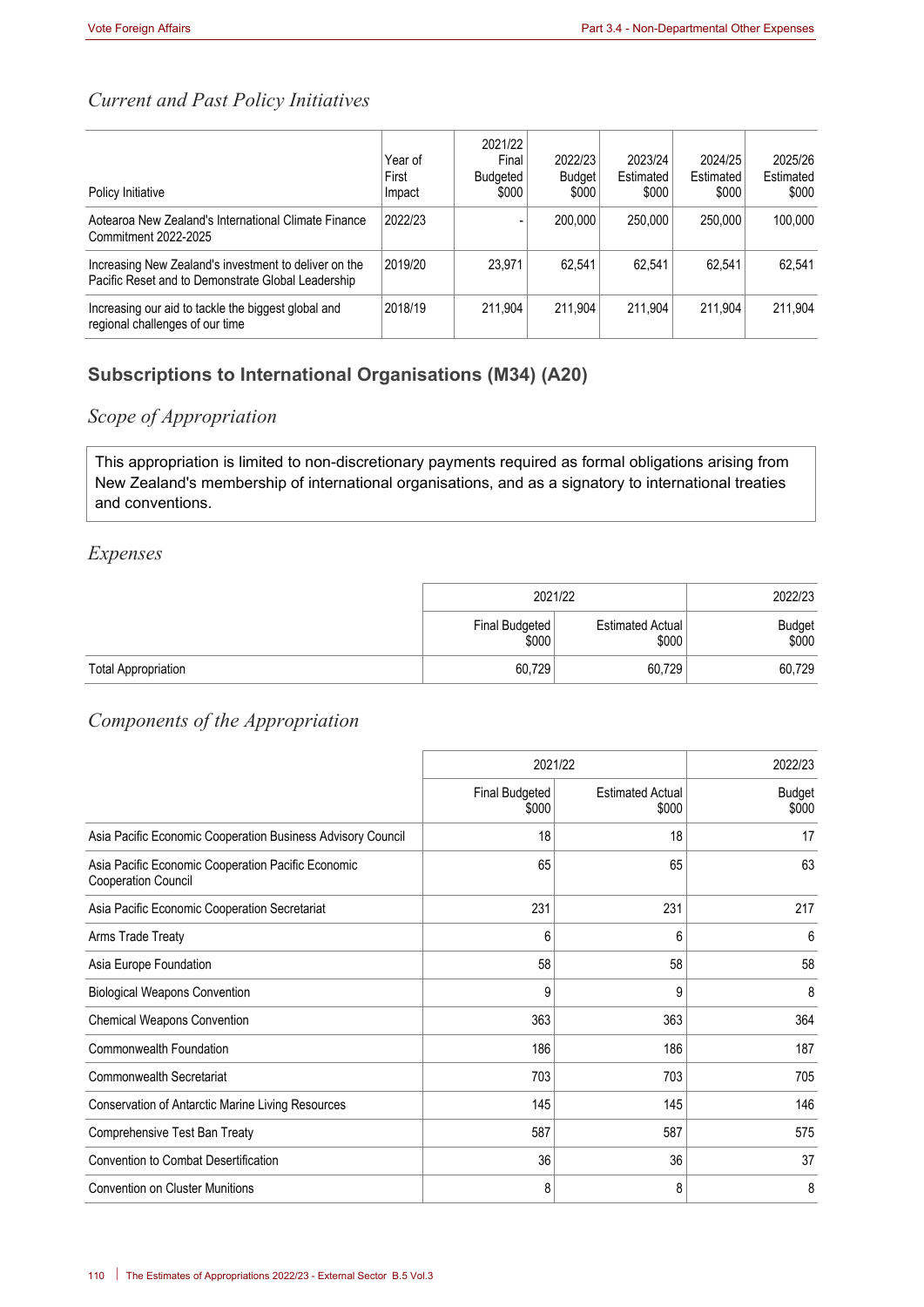### *Current and Past Policy Initiatives*

| Policy Initiative | Year of First Impact | 2021/22 Final Budgeted $000 | 2022/23 Budget $000 | 2023/24 Estimated $000 | 2024/25 Estimated $000 | 2025/26 Estimated $000 |
|---|---|---|---|---|---|---|
| Aotearoa New Zealand's International Climate Finance Commitment 2022-2025 | 2022/23 | - | 200,000 | 250,000 | 250,000 | 100,000 |
| Increasing New Zealand's investment to deliver on the Pacific Reset and to Demonstrate Global Leadership | 2019/20 | 23,971 | 62,541 | 62,541 | 62,541 | 62,541 |
| Increasing our aid to tackle the biggest global and regional challenges of our time | 2018/19 | 211,904 | 211,904 | 211,904 | 211,904 | 211,904 |

## Subscriptions to International Organisations (M34) (A20)

### *Scope of Appropriation*

This appropriation is limited to non-discretionary payments required as formal obligations arising from New Zealand's membership of international organisations, and as a signatory to international treaties and conventions.

### *Expenses*

| | 2021/22 | | 2022/23 |
|---|---|---|---|
| | Final Budgeted $000 | Estimated Actual $000 | Budget $000 |
| Total Appropriation | 60,729 | 60,729 | 60,729 |

### *Components of the Appropriation*

| | 2021/22 | | 2022/23 |
|---|---|---|---|
| | Final Budgeted $000 | Estimated Actual $000 | Budget $000 |
| Asia Pacific Economic Cooperation Business Advisory Council | 18 | 18 | 17 |
| Asia Pacific Economic Cooperation Pacific Economic Cooperation Council | 65 | 65 | 63 |
| Asia Pacific Economic Cooperation Secretariat | 231 | 231 | 217 |
| Arms Trade Treaty | 6 | 6 | 6 |
| Asia Europe Foundation | 58 | 58 | 58 |
| Biological Weapons Convention | 9 | 9 | 8 |
| Chemical Weapons Convention | 363 | 363 | 364 |
| Commonwealth Foundation | 186 | 186 | 187 |
| Commonwealth Secretariat | 703 | 703 | 705 |
| Conservation of Antarctic Marine Living Resources | 145 | 145 | 146 |
| Comprehensive Test Ban Treaty | 587 | 587 | 575 |
| Convention to Combat Desertification | 36 | 36 | 37 |
| Convention on Cluster Munitions | 8 | 8 | 8 |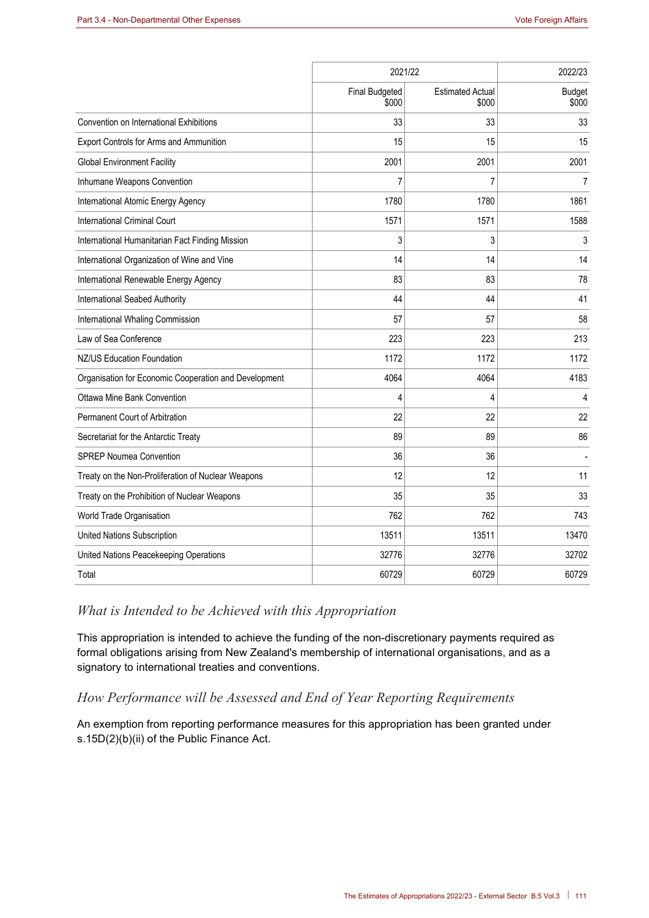| | 2021/22 | | 2022/23 |
|---|---|---|---|
| | Final Budgeted $000 | Estimated Actual $000 | Budget $000 |
| Convention on International Exhibitions | 33 | 33 | 33 |
| Export Controls for Arms and Ammunition | 15 | 15 | 15 |
| Global Environment Facility | 2001 | 2001 | 2001 |
| Inhumane Weapons Convention | 7 | 7 | 7 |
| International Atomic Energy Agency | 1780 | 1780 | 1861 |
| International Criminal Court | 1571 | 1571 | 1588 |
| International Humanitarian Fact Finding Mission | 3 | 3 | 3 |
| International Organization of Wine and Vine | 14 | 14 | 14 |
| International Renewable Energy Agency | 83 | 83 | 78 |
| International Seabed Authority | 44 | 44 | 41 |
| International Whaling Commission | 57 | 57 | 58 |
| Law of Sea Conference | 223 | 223 | 213 |
| NZ/US Education Foundation | 1172 | 1172 | 1172 |
| Organisation for Economic Cooperation and Development | 4064 | 4064 | 4183 |
| Ottawa Mine Bank Convention | 4 | 4 | 4 |
| Permanent Court of Arbitration | 22 | 22 | 22 |
| Secretariat for the Antarctic Treaty | 89 | 89 | 86 |
| SPREP Noumea Convention | 36 | 36 | - |
| Treaty on the Non-Proliferation of Nuclear Weapons | 12 | 12 | 11 |
| Treaty on the Prohibition of Nuclear Weapons | 35 | 35 | 33 |
| World Trade Organisation | 762 | 762 | 743 |
| United Nations Subscription | 13511 | 13511 | 13470 |
| United Nations Peacekeeping Operations | 32776 | 32776 | 32702 |
| Total | 60729 | 60729 | 60729 |

### *What is Intended to be Achieved with this Appropriation*

This appropriation is intended to achieve the funding of the non-discretionary payments required as formal obligations arising from New Zealand's membership of international organisations, and as a signatory to international treaties and conventions.

### *How Performance will be Assessed and End of Year Reporting Requirements*

An exemption from reporting performance measures for this appropriation has been granted under s.15D(2)(b)(ii) of the Public Finance Act.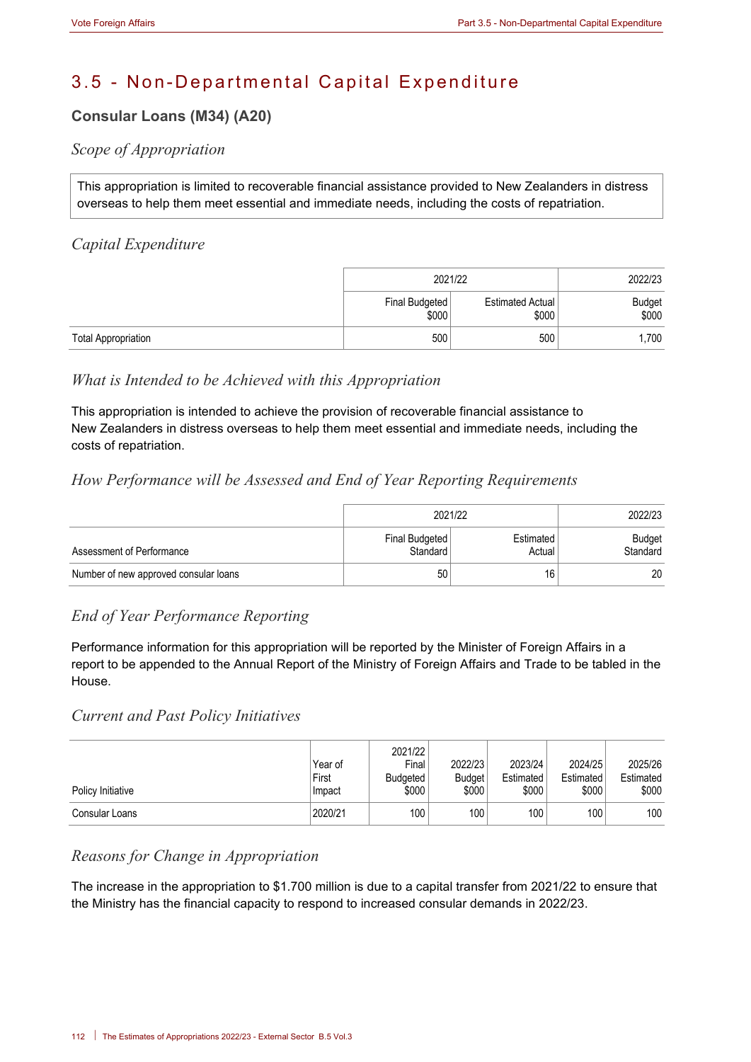# 3.5 - Non-Departmental Capital Expenditure

## Consular Loans (M34) (A20)

### *Scope of Appropriation*

This appropriation is limited to recoverable financial assistance provided to New Zealanders in distress overseas to help them meet essential and immediate needs, including the costs of repatriation.

### *Capital Expenditure*

| | 2021/22 | | 2022/23 |
|---|---|---|---|
| | Final Budgeted $000 | Estimated Actual $000 | Budget $000 |
| Total Appropriation | 500 | 500 | 1,700 |

### *What is Intended to be Achieved with this Appropriation*

This appropriation is intended to achieve the provision of recoverable financial assistance to New Zealanders in distress overseas to help them meet essential and immediate needs, including the costs of repatriation.

### *How Performance will be Assessed and End of Year Reporting Requirements*

| | 2021/22 | | 2022/23 |
|---|---|---|---|
| Assessment of Performance | Final Budgeted Standard | Estimated Actual | Budget Standard |
| Number of new approved consular loans | 50 | 16 | 20 |

### *End of Year Performance Reporting*

Performance information for this appropriation will be reported by the Minister of Foreign Affairs in a report to be appended to the Annual Report of the Ministry of Foreign Affairs and Trade to be tabled in the House.

### *Current and Past Policy Initiatives*

| Policy Initiative | Year of First Impact | 2021/22 Final Budgeted $000 | 2022/23 Budget $000 | 2023/24 Estimated $000 | 2024/25 Estimated $000 | 2025/26 Estimated $000 |
|---|---|---|---|---|---|---|
| Consular Loans | 2020/21 | 100 | 100 | 100 | 100 | 100 |

### *Reasons for Change in Appropriation*

The increase in the appropriation to $1.700 million is due to a capital transfer from 2021/22 to ensure that the Ministry has the financial capacity to respond to increased consular demands in 2022/23.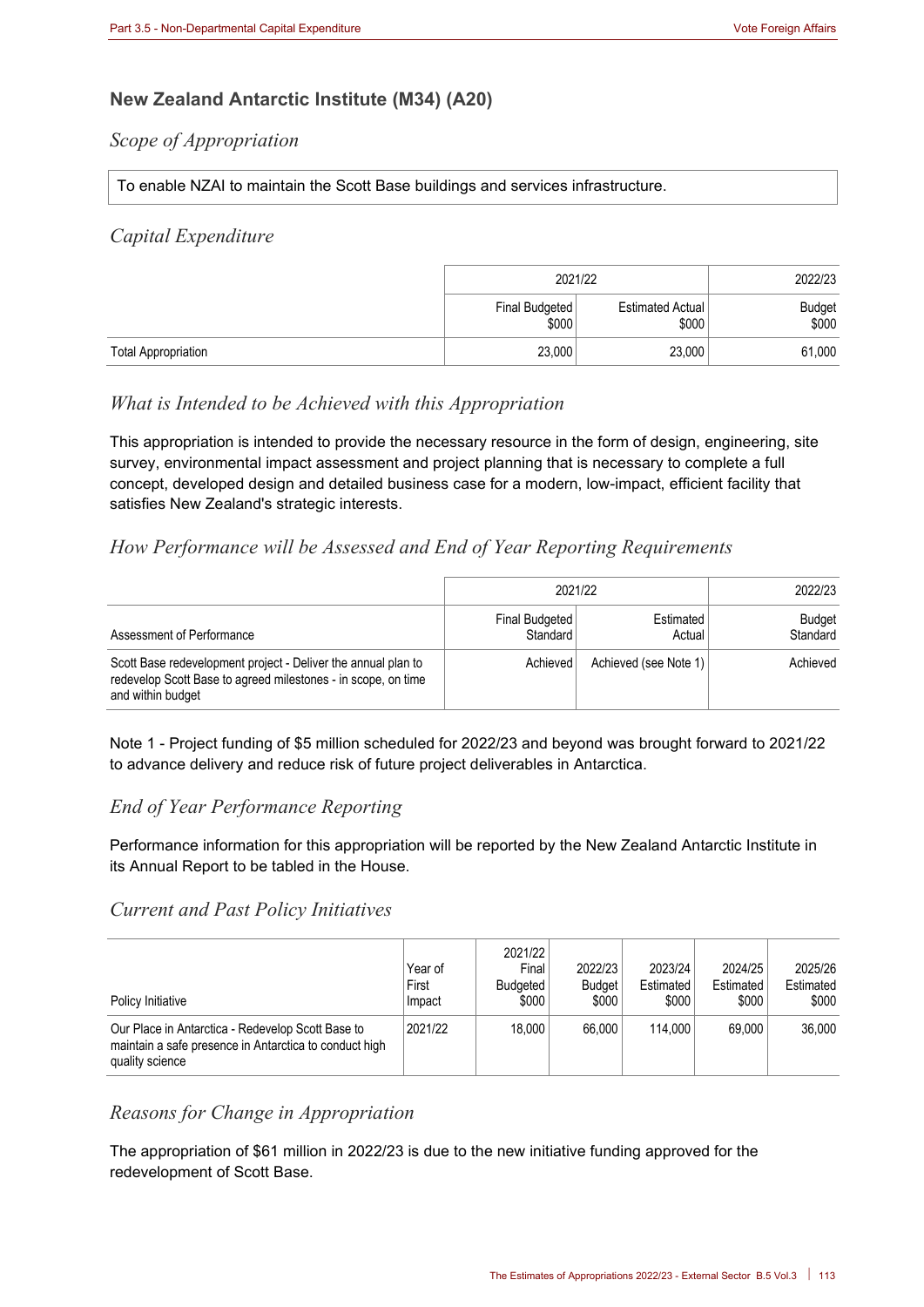## New Zealand Antarctic Institute (M34) (A20)

### *Scope of Appropriation*

To enable NZAI to maintain the Scott Base buildings and services infrastructure.

### *Capital Expenditure*

| | 2021/22 | | 2022/23 |
|---|---|---|---|
| | Final Budgeted $000 | Estimated Actual $000 | Budget $000 |
| Total Appropriation | 23,000 | 23,000 | 61,000 |

### *What is Intended to be Achieved with this Appropriation*

This appropriation is intended to provide the necessary resource in the form of design, engineering, site survey, environmental impact assessment and project planning that is necessary to complete a full concept, developed design and detailed business case for a modern, low-impact, efficient facility that satisfies New Zealand's strategic interests.

### *How Performance will be Assessed and End of Year Reporting Requirements*

| | 2021/22 | | 2022/23 |
|---|---|---|---|
| Assessment of Performance | Final Budgeted Standard | Estimated Actual | Budget Standard |
| Scott Base redevelopment project - Deliver the annual plan to redevelop Scott Base to agreed milestones - in scope, on time and within budget | Achieved | Achieved (see Note 1) | Achieved |

Note 1 - Project funding of $5 million scheduled for 2022/23 and beyond was brought forward to 2021/22 to advance delivery and reduce risk of future project deliverables in Antarctica.

### *End of Year Performance Reporting*

Performance information for this appropriation will be reported by the New Zealand Antarctic Institute in its Annual Report to be tabled in the House.

### *Current and Past Policy Initiatives*

| Policy Initiative | Year of First Impact | 2021/22 Final Budgeted $000 | 2022/23 Budget $000 | 2023/24 Estimated $000 | 2024/25 Estimated $000 | 2025/26 Estimated $000 |
|---|---|---|---|---|---|---|
| Our Place in Antarctica - Redevelop Scott Base to maintain a safe presence in Antarctica to conduct high quality science | 2021/22 | 18,000 | 66,000 | 114,000 | 69,000 | 36,000 |

### *Reasons for Change in Appropriation*

The appropriation of $61 million in 2022/23 is due to the new initiative funding approved for the redevelopment of Scott Base.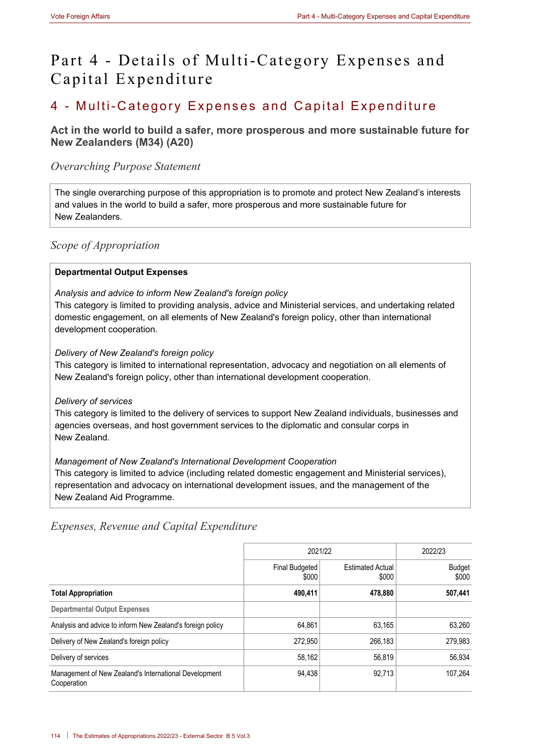# Part 4 - Details of Multi-Category Expenses and Capital Expenditure

## 4 - Multi-Category Expenses and Capital Expenditure

### Act in the world to build a safer, more prosperous and more sustainable future for New Zealanders (M34) (A20)

*Overarching Purpose Statement*

The single overarching purpose of this appropriation is to promote and protect New Zealand's interests and values in the world to build a safer, more prosperous and more sustainable future for New Zealanders.

*Scope of Appropriation*

**Departmental Output Expenses**

*Analysis and advice to inform New Zealand's foreign policy*
This category is limited to providing analysis, advice and Ministerial services, and undertaking related domestic engagement, on all elements of New Zealand's foreign policy, other than international development cooperation.

*Delivery of New Zealand's foreign policy*
This category is limited to international representation, advocacy and negotiation on all elements of New Zealand's foreign policy, other than international development cooperation.

*Delivery of services*
This category is limited to the delivery of services to support New Zealand individuals, businesses and agencies overseas, and host government services to the diplomatic and consular corps in New Zealand.

*Management of New Zealand's International Development Cooperation*
This category is limited to advice (including related domestic engagement and Ministerial services), representation and advocacy on international development issues, and the management of the New Zealand Aid Programme.

*Expenses, Revenue and Capital Expenditure*

| | 2021/22 | | 2022/23 |
|---|---|---|---|
| | Final Budgeted $000 | Estimated Actual $000 | Budget $000 |
| **Total Appropriation** | **490,411** | **478,880** | **507,441** |
| Departmental Output Expenses | | | |
| Analysis and advice to inform New Zealand's foreign policy | 64,861 | 63,165 | 63,260 |
| Delivery of New Zealand's foreign policy | 272,950 | 266,183 | 279,983 |
| Delivery of services | 58,162 | 56,819 | 56,934 |
| Management of New Zealand's International Development Cooperation | 94,438 | 92,713 | 107,264 |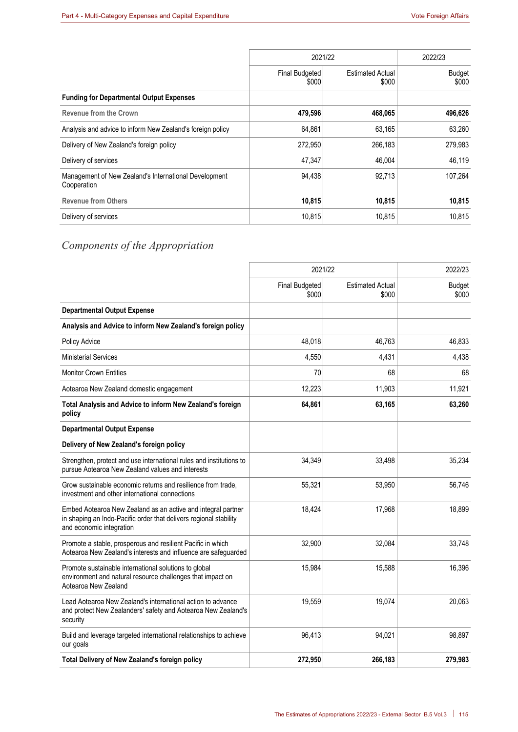| | 2021/22 | | 2022/23 |
|---|---|---|---|
| | Final Budgeted $000 | Estimated Actual $000 | Budget $000 |
| **Funding for Departmental Output Expenses** | | | |
| **Revenue from the Crown** | **479,596** | **468,065** | **496,626** |
| Analysis and advice to inform New Zealand's foreign policy | 64,861 | 63,165 | 63,260 |
| Delivery of New Zealand's foreign policy | 272,950 | 266,183 | 279,983 |
| Delivery of services | 47,347 | 46,004 | 46,119 |
| Management of New Zealand's International Development Cooperation | 94,438 | 92,713 | 107,264 |
| **Revenue from Others** | **10,815** | **10,815** | **10,815** |
| Delivery of services | 10,815 | 10,815 | 10,815 |

## *Components of the Appropriation*

| | 2021/22 | | 2022/23 |
|---|---|---|---|
| | Final Budgeted $000 | Estimated Actual $000 | Budget $000 |
| **Departmental Output Expense** | | | |
| **Analysis and Advice to inform New Zealand's foreign policy** | | | |
| Policy Advice | 48,018 | 46,763 | 46,833 |
| Ministerial Services | 4,550 | 4,431 | 4,438 |
| Monitor Crown Entities | 70 | 68 | 68 |
| Aotearoa New Zealand domestic engagement | 12,223 | 11,903 | 11,921 |
| **Total Analysis and Advice to inform New Zealand's foreign policy** | **64,861** | **63,165** | **63,260** |
| **Departmental Output Expense** | | | |
| **Delivery of New Zealand's foreign policy** | | | |
| Strengthen, protect and use international rules and institutions to pursue Aotearoa New Zealand values and interests | 34,349 | 33,498 | 35,234 |
| Grow sustainable economic returns and resilience from trade, investment and other international connections | 55,321 | 53,950 | 56,746 |
| Embed Aotearoa New Zealand as an active and integral partner in shaping an Indo-Pacific order that delivers regional stability and economic integration | 18,424 | 17,968 | 18,899 |
| Promote a stable, prosperous and resilient Pacific in which Aotearoa New Zealand's interests and influence are safeguarded | 32,900 | 32,084 | 33,748 |
| Promote sustainable international solutions to global environment and natural resource challenges that impact on Aotearoa New Zealand | 15,984 | 15,588 | 16,396 |
| Lead Aotearoa New Zealand's international action to advance and protect New Zealanders' safety and Aotearoa New Zealand's security | 19,559 | 19,074 | 20,063 |
| Build and leverage targeted international relationships to achieve our goals | 96,413 | 94,021 | 98,897 |
| **Total Delivery of New Zealand's foreign policy** | **272,950** | **266,183** | **279,983** |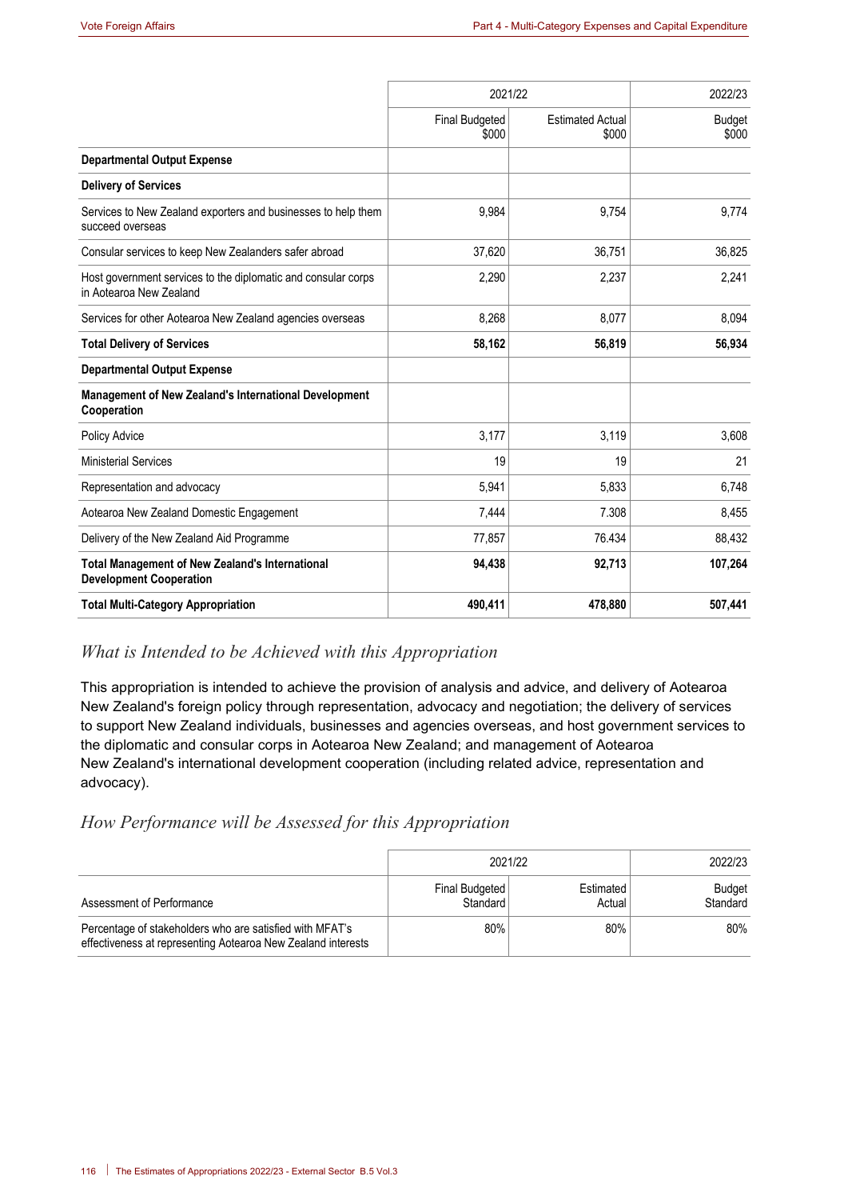| | 2021/22 | | 2022/23 |
|---|---|---|---|
| | Final Budgeted $000 | Estimated Actual $000 | Budget $000 |
| **Departmental Output Expense** | | | |
| **Delivery of Services** | | | |
| Services to New Zealand exporters and businesses to help them succeed overseas | 9,984 | 9,754 | 9,774 |
| Consular services to keep New Zealanders safer abroad | 37,620 | 36,751 | 36,825 |
| Host government services to the diplomatic and consular corps in Aotearoa New Zealand | 2,290 | 2,237 | 2,241 |
| Services for other Aotearoa New Zealand agencies overseas | 8,268 | 8,077 | 8,094 |
| **Total Delivery of Services** | **58,162** | **56,819** | **56,934** |
| **Departmental Output Expense** | | | |
| **Management of New Zealand's International Development Cooperation** | | | |
| Policy Advice | 3,177 | 3,119 | 3,608 |
| Ministerial Services | 19 | 19 | 21 |
| Representation and advocacy | 5,941 | 5,833 | 6,748 |
| Aotearoa New Zealand Domestic Engagement | 7,444 | 7.308 | 8,455 |
| Delivery of the New Zealand Aid Programme | 77,857 | 76.434 | 88,432 |
| **Total Management of New Zealand's International Development Cooperation** | **94,438** | **92,713** | **107,264** |
| **Total Multi-Category Appropriation** | **490,411** | **478,880** | **507,441** |

## *What is Intended to be Achieved with this Appropriation*

This appropriation is intended to achieve the provision of analysis and advice, and delivery of Aotearoa New Zealand's foreign policy through representation, advocacy and negotiation; the delivery of services to support New Zealand individuals, businesses and agencies overseas, and host government services to the diplomatic and consular corps in Aotearoa New Zealand; and management of Aotearoa New Zealand's international development cooperation (including related advice, representation and advocacy).

## *How Performance will be Assessed for this Appropriation*

| | 2021/22 | | 2022/23 |
|---|---|---|---|
| Assessment of Performance | Final Budgeted Standard | Estimated Actual | Budget Standard |
| Percentage of stakeholders who are satisfied with MFAT's effectiveness at representing Aotearoa New Zealand interests | 80% | 80% | 80% |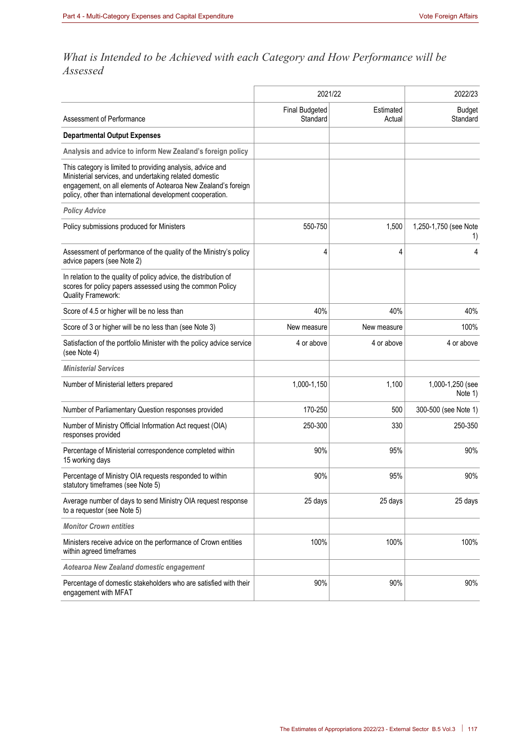## *What is Intended to be Achieved with each Category and How Performance will be Assessed*

| Assessment of Performance | 2021/22 Final Budgeted Standard | 2021/22 Estimated Actual | 2022/23 Budget Standard |
|---|---|---|---|
| **Departmental Output Expenses** | | | |
| **Analysis and advice to inform New Zealand's foreign policy** | | | |
| This category is limited to providing analysis, advice and Ministerial services, and undertaking related domestic engagement, on all elements of Aotearoa New Zealand's foreign policy, other than international development cooperation. | | | |
| ***Policy Advice*** | | | |
| Policy submissions produced for Ministers | 550-750 | 1,500 | 1,250-1,750 (see Note 1) |
| Assessment of performance of the quality of the Ministry's policy advice papers (see Note 2) | 4 | 4 | 4 |
| In relation to the quality of policy advice, the distribution of scores for policy papers assessed using the common Policy Quality Framework: | | | |
| Score of 4.5 or higher will be no less than | 40% | 40% | 40% |
| Score of 3 or higher will be no less than (see Note 3) | New measure | New measure | 100% |
| Satisfaction of the portfolio Minister with the policy advice service (see Note 4) | 4 or above | 4 or above | 4 or above |
| ***Ministerial Services*** | | | |
| Number of Ministerial letters prepared | 1,000-1,150 | 1,100 | 1,000-1,250 (see Note 1) |
| Number of Parliamentary Question responses provided | 170-250 | 500 | 300-500 (see Note 1) |
| Number of Ministry Official Information Act request (OIA) responses provided | 250-300 | 330 | 250-350 |
| Percentage of Ministerial correspondence completed within 15 working days | 90% | 95% | 90% |
| Percentage of Ministry OIA requests responded to within statutory timeframes (see Note 5) | 90% | 95% | 90% |
| Average number of days to send Ministry OIA request response to a requestor (see Note 5) | 25 days | 25 days | 25 days |
| ***Monitor Crown entities*** | | | |
| Ministers receive advice on the performance of Crown entities within agreed timeframes | 100% | 100% | 100% |
| ***Aotearoa New Zealand domestic engagement*** | | | |
| Percentage of domestic stakeholders who are satisfied with their engagement with MFAT | 90% | 90% | 90% |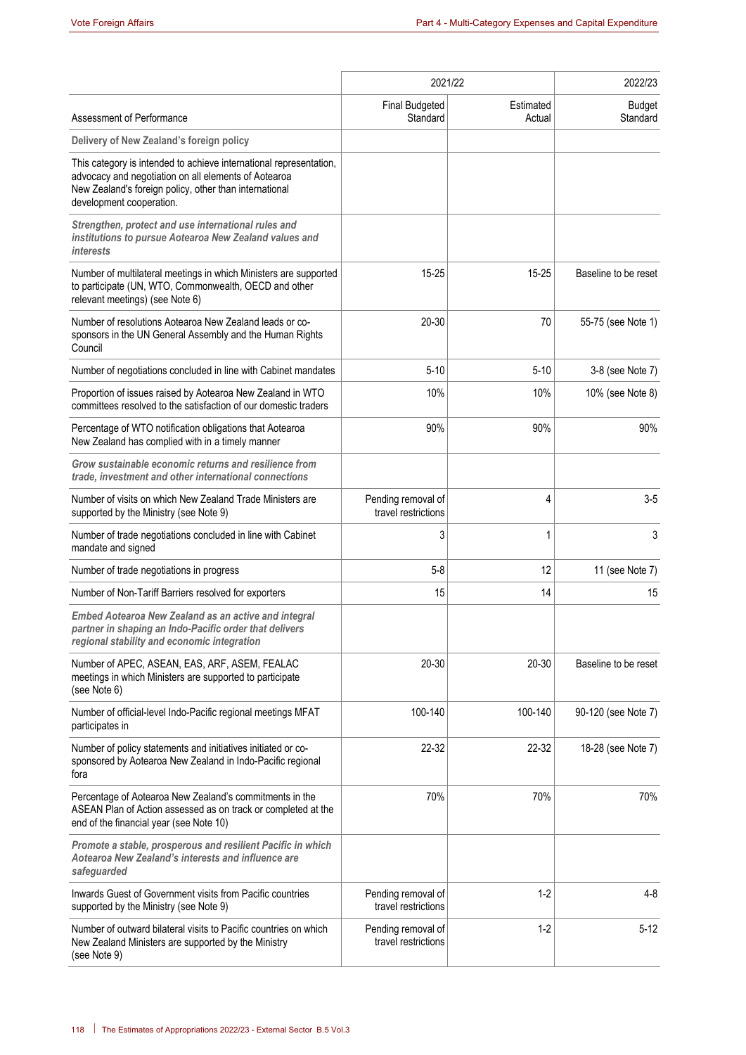| Assessment of Performance | 2021/22 Final Budgeted Standard | 2021/22 Estimated Actual | 2022/23 Budget Standard |
|---|---|---|---|
| **Delivery of New Zealand's foreign policy** | | | |
| This category is intended to achieve international representation, advocacy and negotiation on all elements of Aotearoa New Zealand's foreign policy, other than international development cooperation. | | | |
| ***Strengthen, protect and use international rules and institutions to pursue Aotearoa New Zealand values and interests*** | | | |
| Number of multilateral meetings in which Ministers are supported to participate (UN, WTO, Commonwealth, OECD and other relevant meetings) (see Note 6) | 15-25 | 15-25 | Baseline to be reset |
| Number of resolutions Aotearoa New Zealand leads or co-sponsors in the UN General Assembly and the Human Rights Council | 20-30 | 70 | 55-75 (see Note 1) |
| Number of negotiations concluded in line with Cabinet mandates | 5-10 | 5-10 | 3-8 (see Note 7) |
| Proportion of issues raised by Aotearoa New Zealand in WTO committees resolved to the satisfaction of our domestic traders | 10% | 10% | 10% (see Note 8) |
| Percentage of WTO notification obligations that Aotearoa New Zealand has complied with in a timely manner | 90% | 90% | 90% |
| ***Grow sustainable economic returns and resilience from trade, investment and other international connections*** | | | |
| Number of visits on which New Zealand Trade Ministers are supported by the Ministry (see Note 9) | Pending removal of travel restrictions | 4 | 3-5 |
| Number of trade negotiations concluded in line with Cabinet mandate and signed | 3 | 1 | 3 |
| Number of trade negotiations in progress | 5-8 | 12 | 11 (see Note 7) |
| Number of Non-Tariff Barriers resolved for exporters | 15 | 14 | 15 |
| ***Embed Aotearoa New Zealand as an active and integral partner in shaping an Indo-Pacific order that delivers regional stability and economic integration*** | | | |
| Number of APEC, ASEAN, EAS, ARF, ASEM, FEALAC meetings in which Ministers are supported to participate (see Note 6) | 20-30 | 20-30 | Baseline to be reset |
| Number of official-level Indo-Pacific regional meetings MFAT participates in | 100-140 | 100-140 | 90-120 (see Note 7) |
| Number of policy statements and initiatives initiated or co-sponsored by Aotearoa New Zealand in Indo-Pacific regional fora | 22-32 | 22-32 | 18-28 (see Note 7) |
| Percentage of Aotearoa New Zealand's commitments in the ASEAN Plan of Action assessed as on track or completed at the end of the financial year (see Note 10) | 70% | 70% | 70% |
| ***Promote a stable, prosperous and resilient Pacific in which Aotearoa New Zealand's interests and influence are safeguarded*** | | | |
| Inwards Guest of Government visits from Pacific countries supported by the Ministry (see Note 9) | Pending removal of travel restrictions | 1-2 | 4-8 |
| Number of outward bilateral visits to Pacific countries on which New Zealand Ministers are supported by the Ministry (see Note 9) | Pending removal of travel restrictions | 1-2 | 5-12 |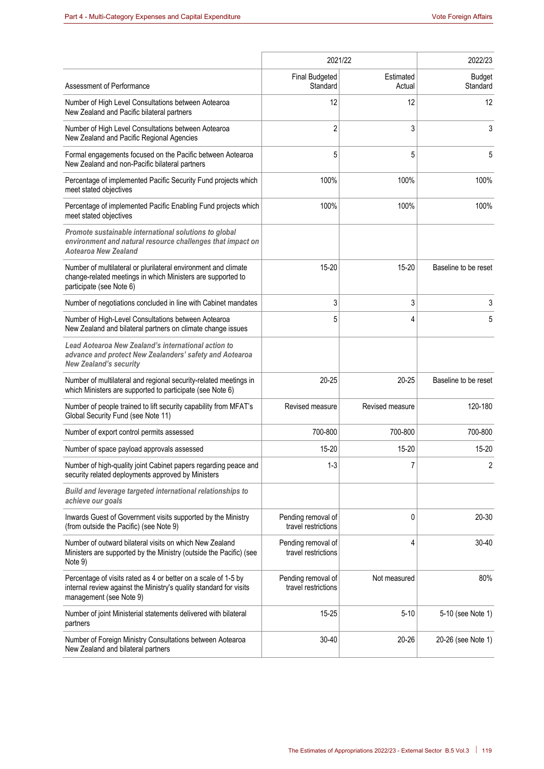| Assessment of Performance | 2021/22 Final Budgeted Standard | 2021/22 Estimated Actual | 2022/23 Budget Standard |
|---|---|---|---|
| Number of High Level Consultations between Aotearoa New Zealand and Pacific bilateral partners | 12 | 12 | 12 |
| Number of High Level Consultations between Aotearoa New Zealand and Pacific Regional Agencies | 2 | 3 | 3 |
| Formal engagements focused on the Pacific between Aotearoa New Zealand and non-Pacific bilateral partners | 5 | 5 | 5 |
| Percentage of implemented Pacific Security Fund projects which meet stated objectives | 100% | 100% | 100% |
| Percentage of implemented Pacific Enabling Fund projects which meet stated objectives | 100% | 100% | 100% |
| ***Promote sustainable international solutions to global environment and natural resource challenges that impact on Aotearoa New Zealand*** | | | |
| Number of multilateral or plurilateral environment and climate change-related meetings in which Ministers are supported to participate (see Note 6) | 15-20 | 15-20 | Baseline to be reset |
| Number of negotiations concluded in line with Cabinet mandates | 3 | 3 | 3 |
| Number of High-Level Consultations between Aotearoa New Zealand and bilateral partners on climate change issues | 5 | 4 | 5 |
| ***Lead Aotearoa New Zealand's international action to advance and protect New Zealanders' safety and Aotearoa New Zealand's security*** | | | |
| Number of multilateral and regional security-related meetings in which Ministers are supported to participate (see Note 6) | 20-25 | 20-25 | Baseline to be reset |
| Number of people trained to lift security capability from MFAT's Global Security Fund (see Note 11) | Revised measure | Revised measure | 120-180 |
| Number of export control permits assessed | 700-800 | 700-800 | 700-800 |
| Number of space payload approvals assessed | 15-20 | 15-20 | 15-20 |
| Number of high-quality joint Cabinet papers regarding peace and security related deployments approved by Ministers | 1-3 | 7 | 2 |
| ***Build and leverage targeted international relationships to achieve our goals*** | | | |
| Inwards Guest of Government visits supported by the Ministry (from outside the Pacific) (see Note 9) | Pending removal of travel restrictions | 0 | 20-30 |
| Number of outward bilateral visits on which New Zealand Ministers are supported by the Ministry (outside the Pacific) (see Note 9) | Pending removal of travel restrictions | 4 | 30-40 |
| Percentage of visits rated as 4 or better on a scale of 1-5 by internal review against the Ministry's quality standard for visits management (see Note 9) | Pending removal of travel restrictions | Not measured | 80% |
| Number of joint Ministerial statements delivered with bilateral partners | 15-25 | 5-10 | 5-10 (see Note 1) |
| Number of Foreign Ministry Consultations between Aotearoa New Zealand and bilateral partners | 30-40 | 20-26 | 20-26 (see Note 1) |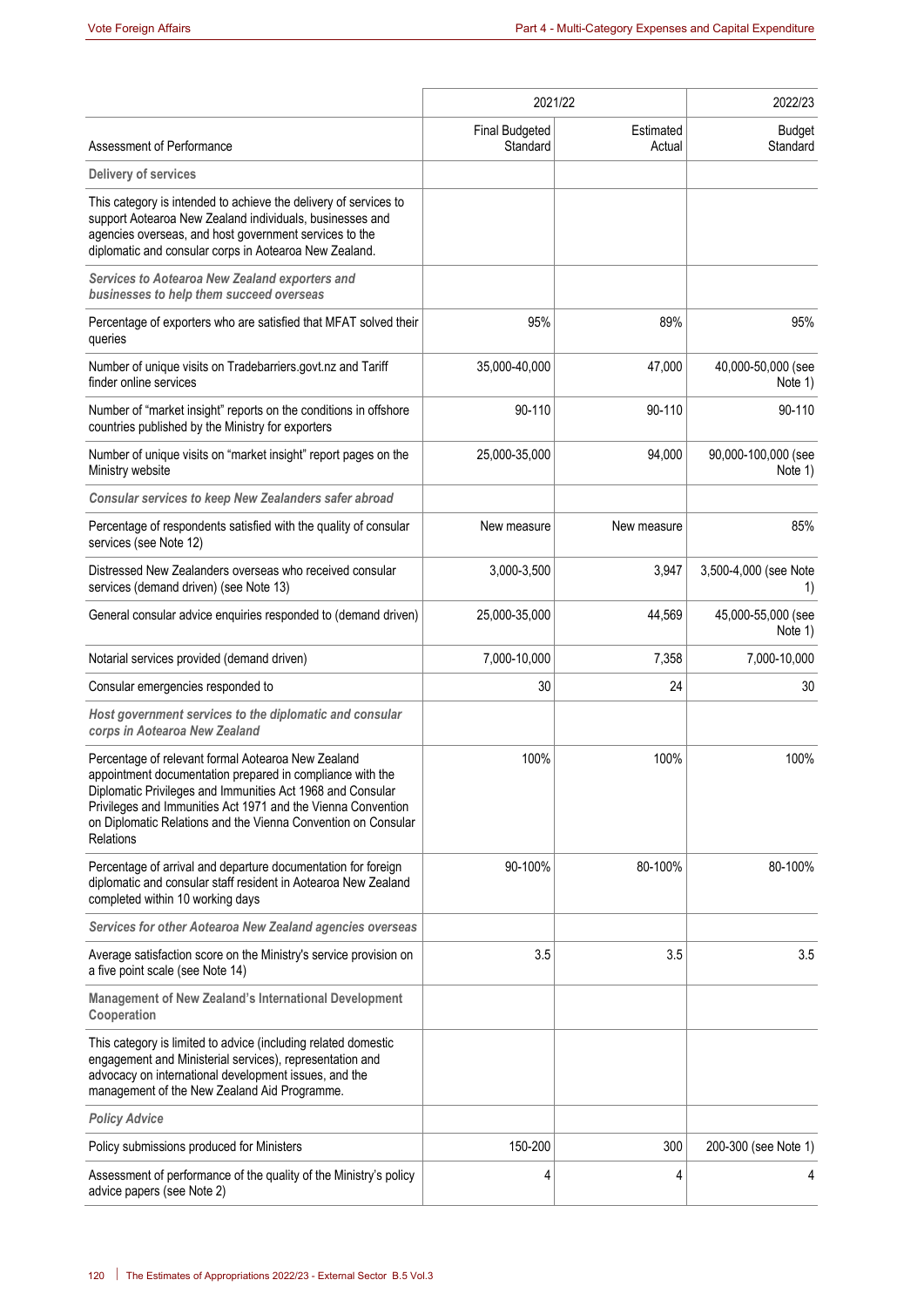| | 2021/22 | | 2022/23 |
|---|---|---|---|
| Assessment of Performance | Final Budgeted Standard | Estimated Actual | Budget Standard |
| **Delivery of services** | | | |
| This category is intended to achieve the delivery of services to support Aotearoa New Zealand individuals, businesses and agencies overseas, and host government services to the diplomatic and consular corps in Aotearoa New Zealand. | | | |
| ***Services to Aotearoa New Zealand exporters and businesses to help them succeed overseas*** | | | |
| Percentage of exporters who are satisfied that MFAT solved their queries | 95% | 89% | 95% |
| Number of unique visits on Tradebarriers.govt.nz and Tariff finder online services | 35,000-40,000 | 47,000 | 40,000-50,000 (see Note 1) |
| Number of "market insight" reports on the conditions in offshore countries published by the Ministry for exporters | 90-110 | 90-110 | 90-110 |
| Number of unique visits on "market insight" report pages on the Ministry website | 25,000-35,000 | 94,000 | 90,000-100,000 (see Note 1) |
| ***Consular services to keep New Zealanders safer abroad*** | | | |
| Percentage of respondents satisfied with the quality of consular services (see Note 12) | New measure | New measure | 85% |
| Distressed New Zealanders overseas who received consular services (demand driven) (see Note 13) | 3,000-3,500 | 3,947 | 3,500-4,000 (see Note 1) |
| General consular advice enquiries responded to (demand driven) | 25,000-35,000 | 44,569 | 45,000-55,000 (see Note 1) |
| Notarial services provided (demand driven) | 7,000-10,000 | 7,358 | 7,000-10,000 |
| Consular emergencies responded to | 30 | 24 | 30 |
| ***Host government services to the diplomatic and consular corps in Aotearoa New Zealand*** | | | |
| Percentage of relevant formal Aotearoa New Zealand appointment documentation prepared in compliance with the Diplomatic Privileges and Immunities Act 1968 and Consular Privileges and Immunities Act 1971 and the Vienna Convention on Diplomatic Relations and the Vienna Convention on Consular Relations | 100% | 100% | 100% |
| Percentage of arrival and departure documentation for foreign diplomatic and consular staff resident in Aotearoa New Zealand completed within 10 working days | 90-100% | 80-100% | 80-100% |
| ***Services for other Aotearoa New Zealand agencies overseas*** | | | |
| Average satisfaction score on the Ministry's service provision on a five point scale (see Note 14) | 3.5 | 3.5 | 3.5 |
| **Management of New Zealand's International Development Cooperation** | | | |
| This category is limited to advice (including related domestic engagement and Ministerial services), representation and advocacy on international development issues, and the management of the New Zealand Aid Programme. | | | |
| ***Policy Advice*** | | | |
| Policy submissions produced for Ministers | 150-200 | 300 | 200-300 (see Note 1) |
| Assessment of performance of the quality of the Ministry's policy advice papers (see Note 2) | 4 | 4 | 4 |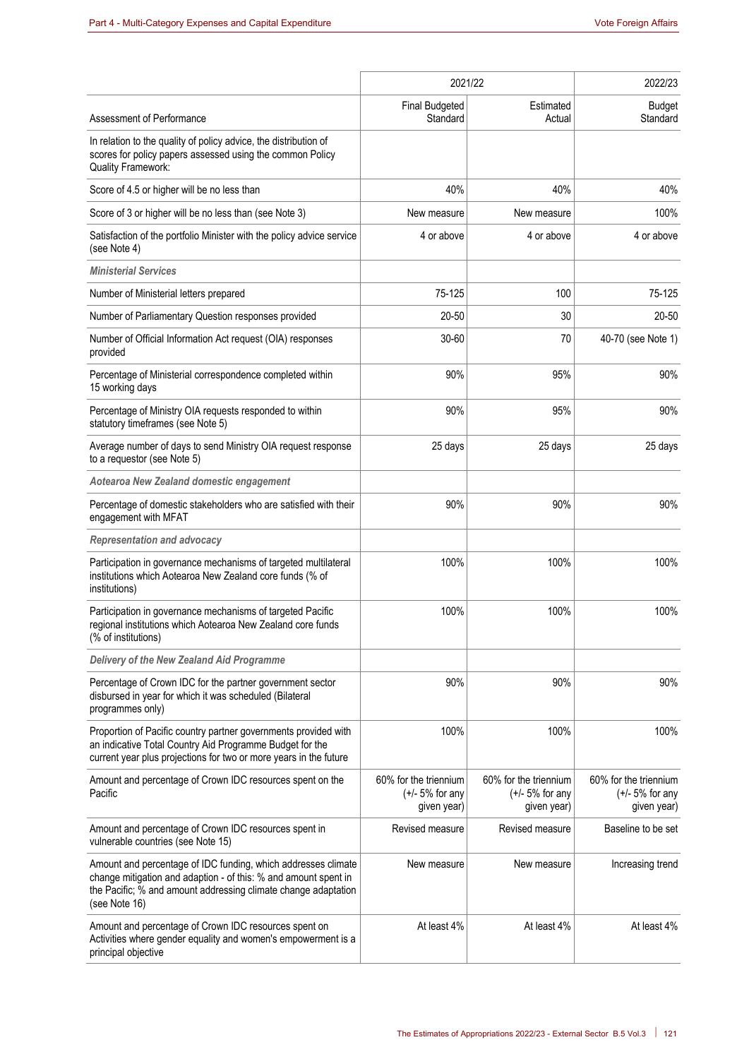| Assessment of Performance | 2021/22 Final Budgeted Standard | 2021/22 Estimated Actual | 2022/23 Budget Standard |
|---|---|---|---|
| In relation to the quality of policy advice, the distribution of scores for policy papers assessed using the common Policy Quality Framework: | | | |
| Score of 4.5 or higher will be no less than | 40% | 40% | 40% |
| Score of 3 or higher will be no less than (see Note 3) | New measure | New measure | 100% |
| Satisfaction of the portfolio Minister with the policy advice service (see Note 4) | 4 or above | 4 or above | 4 or above |
| ***Ministerial Services*** | | | |
| Number of Ministerial letters prepared | 75-125 | 100 | 75-125 |
| Number of Parliamentary Question responses provided | 20-50 | 30 | 20-50 |
| Number of Official Information Act request (OIA) responses provided | 30-60 | 70 | 40-70 (see Note 1) |
| Percentage of Ministerial correspondence completed within 15 working days | 90% | 95% | 90% |
| Percentage of Ministry OIA requests responded to within statutory timeframes (see Note 5) | 90% | 95% | 90% |
| Average number of days to send Ministry OIA request response to a requestor (see Note 5) | 25 days | 25 days | 25 days |
| ***Aotearoa New Zealand domestic engagement*** | | | |
| Percentage of domestic stakeholders who are satisfied with their engagement with MFAT | 90% | 90% | 90% |
| ***Representation and advocacy*** | | | |
| Participation in governance mechanisms of targeted multilateral institutions which Aotearoa New Zealand core funds (% of institutions) | 100% | 100% | 100% |
| Participation in governance mechanisms of targeted Pacific regional institutions which Aotearoa New Zealand core funds (% of institutions) | 100% | 100% | 100% |
| ***Delivery of the New Zealand Aid Programme*** | | | |
| Percentage of Crown IDC for the partner government sector disbursed in year for which it was scheduled (Bilateral programmes only) | 90% | 90% | 90% |
| Proportion of Pacific country partner governments provided with an indicative Total Country Aid Programme Budget for the current year plus projections for two or more years in the future | 100% | 100% | 100% |
| Amount and percentage of Crown IDC resources spent on the Pacific | 60% for the triennium (+/- 5% for any given year) | 60% for the triennium (+/- 5% for any given year) | 60% for the triennium (+/- 5% for any given year) |
| Amount and percentage of Crown IDC resources spent in vulnerable countries (see Note 15) | Revised measure | Revised measure | Baseline to be set |
| Amount and percentage of IDC funding, which addresses climate change mitigation and adaption - of this: % and amount spent in the Pacific; % and amount addressing climate change adaptation (see Note 16) | New measure | New measure | Increasing trend |
| Amount and percentage of Crown IDC resources spent on Activities where gender equality and women's empowerment is a principal objective | At least 4% | At least 4% | At least 4% |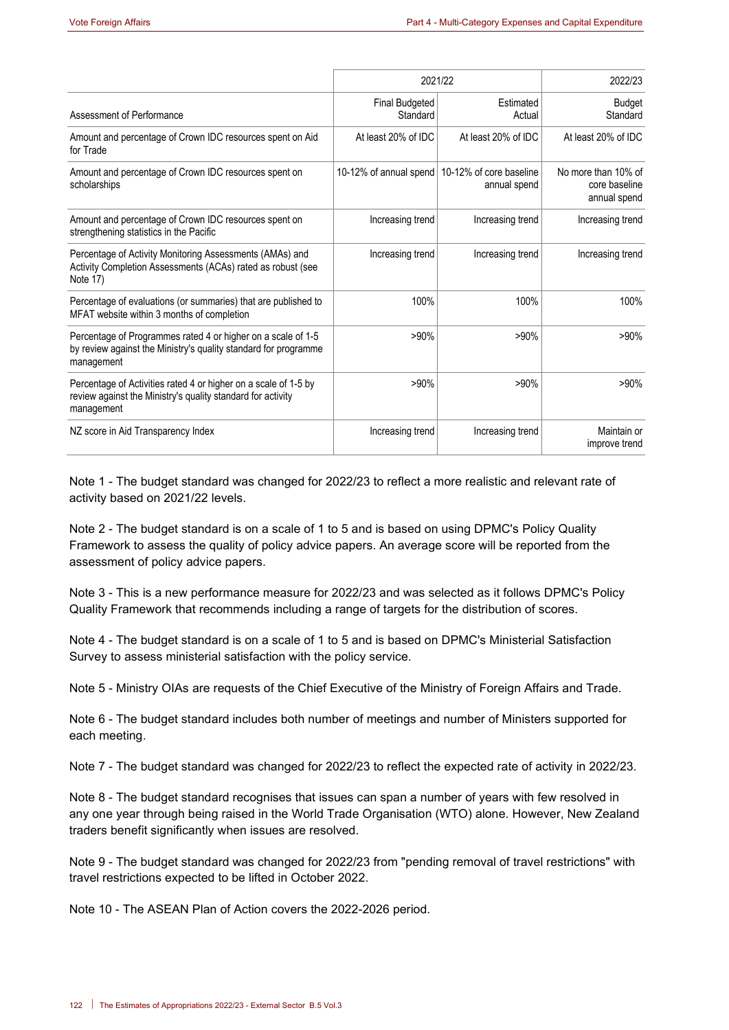| Assessment of Performance | 2021/22 Final Budgeted Standard | 2021/22 Estimated Actual | 2022/23 Budget Standard |
|---|---|---|---|
| Amount and percentage of Crown IDC resources spent on Aid for Trade | At least 20% of IDC | At least 20% of IDC | At least 20% of IDC |
| Amount and percentage of Crown IDC resources spent on scholarships | 10-12% of annual spend | 10-12% of core baseline annual spend | No more than 10% of core baseline annual spend |
| Amount and percentage of Crown IDC resources spent on strengthening statistics in the Pacific | Increasing trend | Increasing trend | Increasing trend |
| Percentage of Activity Monitoring Assessments (AMAs) and Activity Completion Assessments (ACAs) rated as robust (see Note 17) | Increasing trend | Increasing trend | Increasing trend |
| Percentage of evaluations (or summaries) that are published to MFAT website within 3 months of completion | 100% | 100% | 100% |
| Percentage of Programmes rated 4 or higher on a scale of 1-5 by review against the Ministry's quality standard for programme management | >90% | >90% | >90% |
| Percentage of Activities rated 4 or higher on a scale of 1-5 by review against the Ministry's quality standard for activity management | >90% | >90% | >90% |
| NZ score in Aid Transparency Index | Increasing trend | Increasing trend | Maintain or improve trend |

Note 1 - The budget standard was changed for 2022/23 to reflect a more realistic and relevant rate of activity based on 2021/22 levels.

Note 2 - The budget standard is on a scale of 1 to 5 and is based on using DPMC's Policy Quality Framework to assess the quality of policy advice papers. An average score will be reported from the assessment of policy advice papers.

Note 3 - This is a new performance measure for 2022/23 and was selected as it follows DPMC's Policy Quality Framework that recommends including a range of targets for the distribution of scores.

Note 4 - The budget standard is on a scale of 1 to 5 and is based on DPMC's Ministerial Satisfaction Survey to assess ministerial satisfaction with the policy service.

Note 5 - Ministry OIAs are requests of the Chief Executive of the Ministry of Foreign Affairs and Trade.

Note 6 - The budget standard includes both number of meetings and number of Ministers supported for each meeting.

Note 7 - The budget standard was changed for 2022/23 to reflect the expected rate of activity in 2022/23.

Note 8 - The budget standard recognises that issues can span a number of years with few resolved in any one year through being raised in the World Trade Organisation (WTO) alone. However, New Zealand traders benefit significantly when issues are resolved.

Note 9 - The budget standard was changed for 2022/23 from "pending removal of travel restrictions" with travel restrictions expected to be lifted in October 2022.

Note 10 - The ASEAN Plan of Action covers the 2022-2026 period.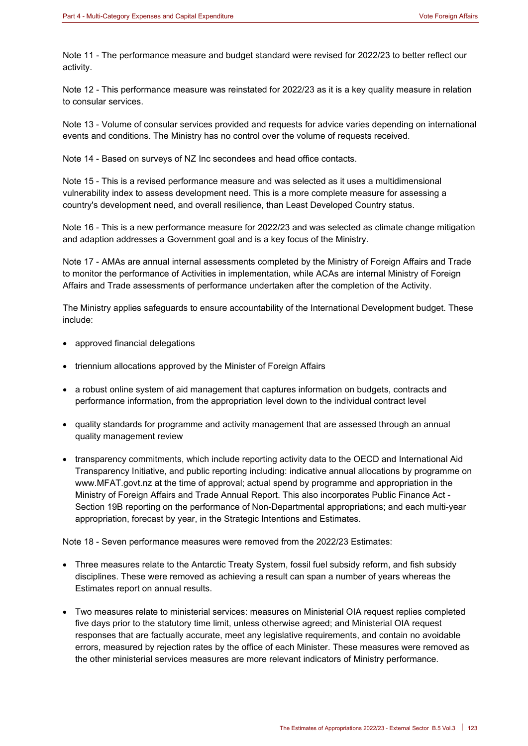Note 11 - The performance measure and budget standard were revised for 2022/23 to better reflect our activity.

Note 12 - This performance measure was reinstated for 2022/23 as it is a key quality measure in relation to consular services.

Note 13 - Volume of consular services provided and requests for advice varies depending on international events and conditions. The Ministry has no control over the volume of requests received.

Note 14 - Based on surveys of NZ Inc secondees and head office contacts.

Note 15 - This is a revised performance measure and was selected as it uses a multidimensional vulnerability index to assess development need. This is a more complete measure for assessing a country's development need, and overall resilience, than Least Developed Country status.

Note 16 - This is a new performance measure for 2022/23 and was selected as climate change mitigation and adaption addresses a Government goal and is a key focus of the Ministry.

Note 17 - AMAs are annual internal assessments completed by the Ministry of Foreign Affairs and Trade to monitor the performance of Activities in implementation, while ACAs are internal Ministry of Foreign Affairs and Trade assessments of performance undertaken after the completion of the Activity.

The Ministry applies safeguards to ensure accountability of the International Development budget. These include:

- approved financial delegations
- triennium allocations approved by the Minister of Foreign Affairs
- a robust online system of aid management that captures information on budgets, contracts and performance information, from the appropriation level down to the individual contract level
- quality standards for programme and activity management that are assessed through an annual quality management review
- transparency commitments, which include reporting activity data to the OECD and International Aid Transparency Initiative, and public reporting including: indicative annual allocations by programme on www.MFAT.govt.nz at the time of approval; actual spend by programme and appropriation in the Ministry of Foreign Affairs and Trade Annual Report. This also incorporates Public Finance Act - Section 19B reporting on the performance of Non-Departmental appropriations; and each multi-year appropriation, forecast by year, in the Strategic Intentions and Estimates.

Note 18 - Seven performance measures were removed from the 2022/23 Estimates:

- Three measures relate to the Antarctic Treaty System, fossil fuel subsidy reform, and fish subsidy disciplines. These were removed as achieving a result can span a number of years whereas the Estimates report on annual results.
- Two measures relate to ministerial services: measures on Ministerial OIA request replies completed five days prior to the statutory time limit, unless otherwise agreed; and Ministerial OIA request responses that are factually accurate, meet any legislative requirements, and contain no avoidable errors, measured by rejection rates by the office of each Minister. These measures were removed as the other ministerial services measures are more relevant indicators of Ministry performance.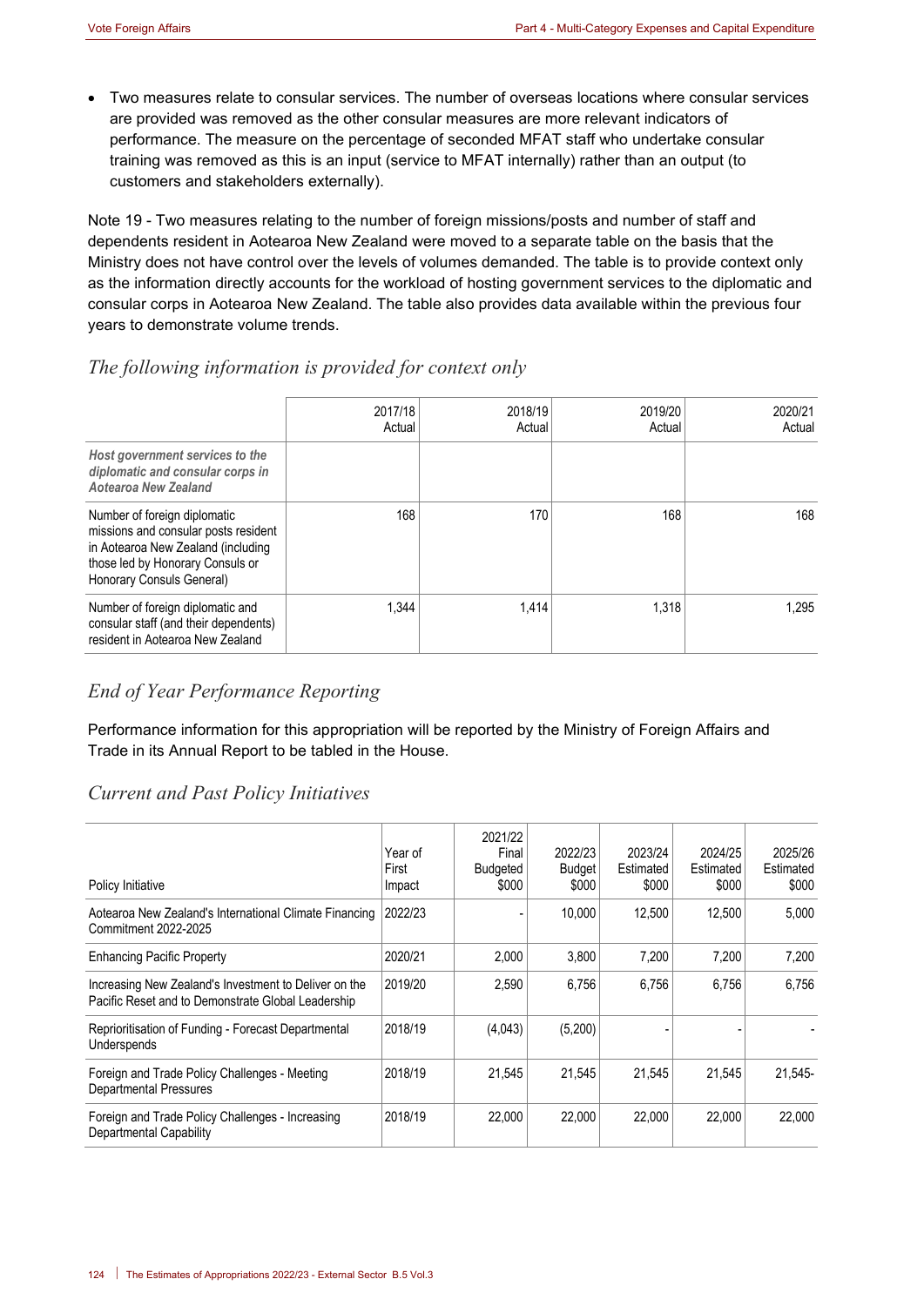- Two measures relate to consular services. The number of overseas locations where consular services are provided was removed as the other consular measures are more relevant indicators of performance. The measure on the percentage of seconded MFAT staff who undertake consular training was removed as this is an input (service to MFAT internally) rather than an output (to customers and stakeholders externally).

Note 19 - Two measures relating to the number of foreign missions/posts and number of staff and dependents resident in Aotearoa New Zealand were moved to a separate table on the basis that the Ministry does not have control over the levels of volumes demanded. The table is to provide context only as the information directly accounts for the workload of hosting government services to the diplomatic and consular corps in Aotearoa New Zealand. The table also provides data available within the previous four years to demonstrate volume trends.

## *The following information is provided for context only*

| | 2017/18 Actual | 2018/19 Actual | 2019/20 Actual | 2020/21 Actual |
|---|---|---|---|---|
| ***Host government services to the diplomatic and consular corps in Aotearoa New Zealand*** | | | | |
| Number of foreign diplomatic missions and consular posts resident in Aotearoa New Zealand (including those led by Honorary Consuls or Honorary Consuls General) | 168 | 170 | 168 | 168 |
| Number of foreign diplomatic and consular staff (and their dependents) resident in Aotearoa New Zealand | 1,344 | 1,414 | 1,318 | 1,295 |

## *End of Year Performance Reporting*

Performance information for this appropriation will be reported by the Ministry of Foreign Affairs and Trade in its Annual Report to be tabled in the House.

## *Current and Past Policy Initiatives*

| Policy Initiative | Year of First Impact | 2021/22 Final Budgeted $000 | 2022/23 Budget $000 | 2023/24 Estimated $000 | 2024/25 Estimated $000 | 2025/26 Estimated $000 |
|---|---|---|---|---|---|---|
| Aotearoa New Zealand's International Climate Financing Commitment 2022-2025 | 2022/23 | - | 10,000 | 12,500 | 12,500 | 5,000 |
| Enhancing Pacific Property | 2020/21 | 2,000 | 3,800 | 7,200 | 7,200 | 7,200 |
| Increasing New Zealand's Investment to Deliver on the Pacific Reset and to Demonstrate Global Leadership | 2019/20 | 2,590 | 6,756 | 6,756 | 6,756 | 6,756 |
| Reprioritisation of Funding - Forecast Departmental Underspends | 2018/19 | (4,043) | (5,200) | - | - | - |
| Foreign and Trade Policy Challenges - Meeting Departmental Pressures | 2018/19 | 21,545 | 21,545 | 21,545 | 21,545 | 21,545- |
| Foreign and Trade Policy Challenges - Increasing Departmental Capability | 2018/19 | 22,000 | 22,000 | 22,000 | 22,000 | 22,000 |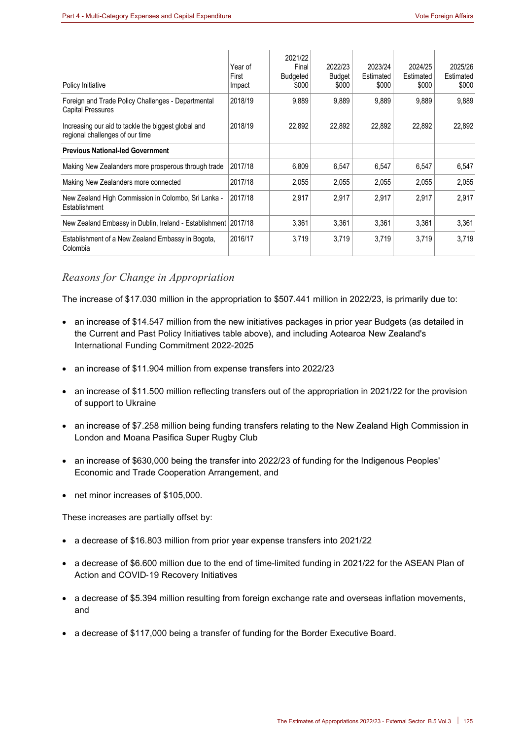| Policy Initiative | Year of First Impact | 2021/22 Final Budgeted $000 | 2022/23 Budget $000 | 2023/24 Estimated $000 | 2024/25 Estimated $000 | 2025/26 Estimated $000 |
|---|---|---|---|---|---|---|
| Foreign and Trade Policy Challenges - Departmental Capital Pressures | 2018/19 | 9,889 | 9,889 | 9,889 | 9,889 | 9,889 |
| Increasing our aid to tackle the biggest global and regional challenges of our time | 2018/19 | 22,892 | 22,892 | 22,892 | 22,892 | 22,892 |
| **Previous National-led Government** | | | | | | |
| Making New Zealanders more prosperous through trade | 2017/18 | 6,809 | 6,547 | 6,547 | 6,547 | 6,547 |
| Making New Zealanders more connected | 2017/18 | 2,055 | 2,055 | 2,055 | 2,055 | 2,055 |
| New Zealand High Commission in Colombo, Sri Lanka - Establishment | 2017/18 | 2,917 | 2,917 | 2,917 | 2,917 | 2,917 |
| New Zealand Embassy in Dublin, Ireland - Establishment | 2017/18 | 3,361 | 3,361 | 3,361 | 3,361 | 3,361 |
| Establishment of a New Zealand Embassy in Bogota, Colombia | 2016/17 | 3,719 | 3,719 | 3,719 | 3,719 | 3,719 |

## *Reasons for Change in Appropriation*

The increase of $17.030 million in the appropriation to $507.441 million in 2022/23, is primarily due to:

- an increase of $14.547 million from the new initiatives packages in prior year Budgets (as detailed in the Current and Past Policy Initiatives table above), and including Aotearoa New Zealand's International Funding Commitment 2022-2025
- an increase of $11.904 million from expense transfers into 2022/23
- an increase of $11.500 million reflecting transfers out of the appropriation in 2021/22 for the provision of support to Ukraine
- an increase of $7.258 million being funding transfers relating to the New Zealand High Commission in London and Moana Pasifica Super Rugby Club
- an increase of $630,000 being the transfer into 2022/23 of funding for the Indigenous Peoples' Economic and Trade Cooperation Arrangement, and
- net minor increases of $105,000.

These increases are partially offset by:

- a decrease of $16.803 million from prior year expense transfers into 2021/22
- a decrease of $6.600 million due to the end of time-limited funding in 2021/22 for the ASEAN Plan of Action and COVID-19 Recovery Initiatives
- a decrease of $5.394 million resulting from foreign exchange rate and overseas inflation movements, and
- a decrease of $117,000 being a transfer of funding for the Border Executive Board.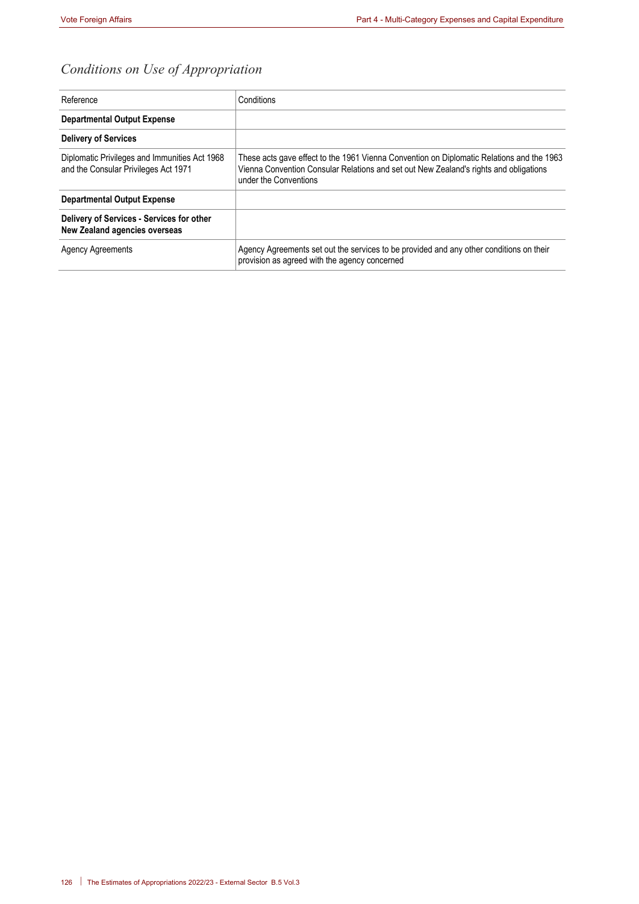## *Conditions on Use of Appropriation*

| Reference | Conditions |
|---|---|
| **Departmental Output Expense** | |
| **Delivery of Services** | |
| Diplomatic Privileges and Immunities Act 1968 and the Consular Privileges Act 1971 | These acts gave effect to the 1961 Vienna Convention on Diplomatic Relations and the 1963 Vienna Convention Consular Relations and set out New Zealand's rights and obligations under the Conventions |
| **Departmental Output Expense** | |
| **Delivery of Services - Services for other New Zealand agencies overseas** | |
| Agency Agreements | Agency Agreements set out the services to be provided and any other conditions on their provision as agreed with the agency concerned |